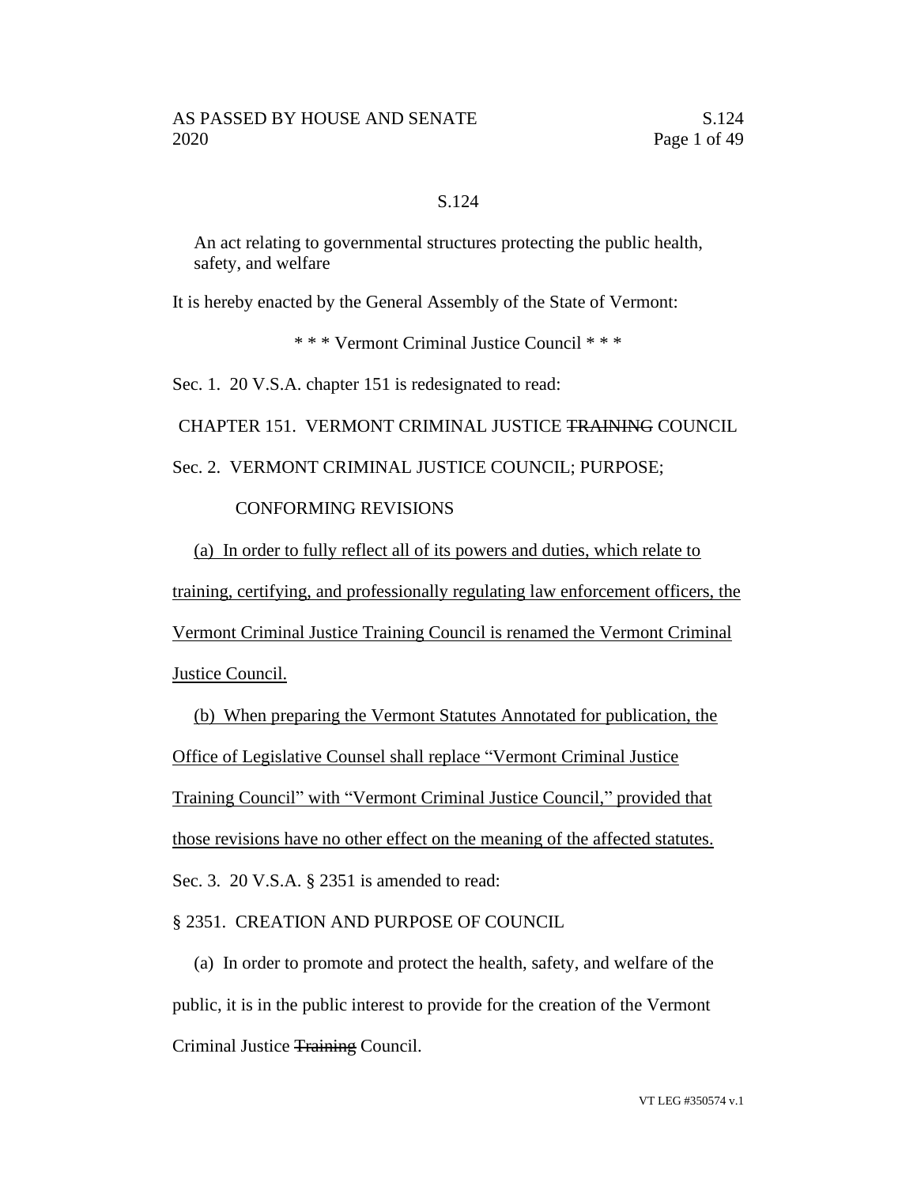# S.124

An act relating to governmental structures protecting the public health, safety, and welfare

It is hereby enacted by the General Assembly of the State of Vermont:

\* \* \* Vermont Criminal Justice Council \* \* \*

Sec. 1. 20 V.S.A. chapter 151 is redesignated to read:

CHAPTER 151. VERMONT CRIMINAL JUSTICE ~~TRAINING~~ COUNCIL

Sec. 2. VERMONT CRIMINAL JUSTICE COUNCIL; PURPOSE; CONFORMING REVISIONS

<u>(a) In order to fully reflect all of its powers and duties, which relate to training, certifying, and professionally regulating law enforcement officers, the Vermont Criminal Justice Training Council is renamed the Vermont Criminal Justice Council.</u>

<u>(b) When preparing the Vermont Statutes Annotated for publication, the Office of Legislative Counsel shall replace "Vermont Criminal Justice Training Council" with "Vermont Criminal Justice Council," provided that those revisions have no other effect on the meaning of the affected statutes.</u>

Sec. 3. 20 V.S.A. § 2351 is amended to read:

§ 2351. CREATION AND PURPOSE OF COUNCIL

(a) In order to promote and protect the health, safety, and welfare of the public, it is in the public interest to provide for the creation of the Vermont Criminal Justice ~~Training~~ Council.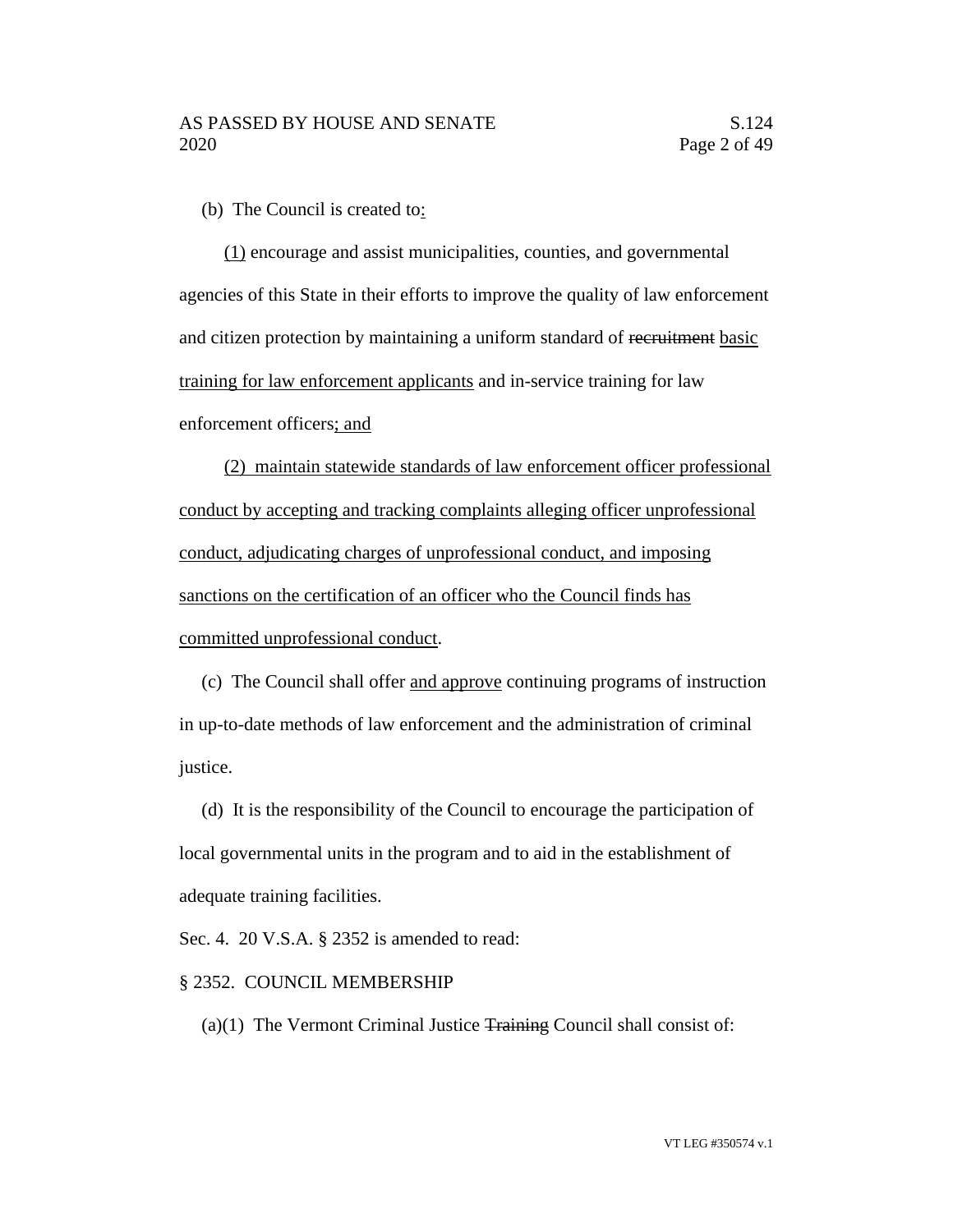(b) The Council is created to:

(1) encourage and assist municipalities, counties, and governmental agencies of this State in their efforts to improve the quality of law enforcement and citizen protection by maintaining a uniform standard of ~~recruitment~~ basic training for law enforcement applicants and in-service training for law enforcement officers; and

(2) maintain statewide standards of law enforcement officer professional conduct by accepting and tracking complaints alleging officer unprofessional conduct, adjudicating charges of unprofessional conduct, and imposing sanctions on the certification of an officer who the Council finds has committed unprofessional conduct.

(c) The Council shall offer and approve continuing programs of instruction in up-to-date methods of law enforcement and the administration of criminal justice.

(d) It is the responsibility of the Council to encourage the participation of local governmental units in the program and to aid in the establishment of adequate training facilities.

Sec. 4. 20 V.S.A. § 2352 is amended to read:

§ 2352. COUNCIL MEMBERSHIP

(a)(1) The Vermont Criminal Justice ~~Training~~ Council shall consist of: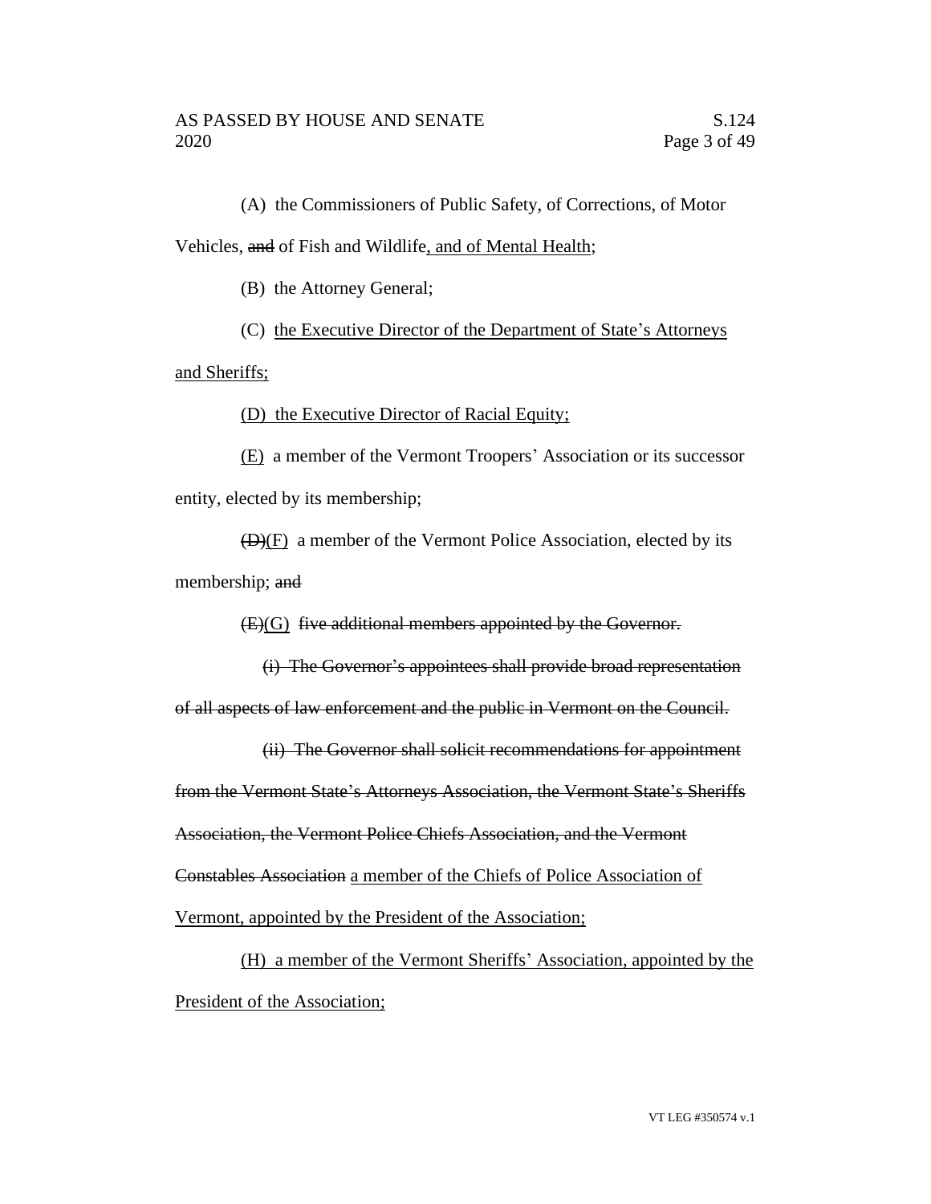(A) the Commissioners of Public Safety, of Corrections, of Motor Vehicles, ~~and~~ of Fish and Wildlife, and of Mental Health;

(B) the Attorney General;

(C) the Executive Director of the Department of State's Attorneys and Sheriffs;

(D) the Executive Director of Racial Equity;

(E) a member of the Vermont Troopers' Association or its successor entity, elected by its membership;

~~(D)~~(F) a member of the Vermont Police Association, elected by its membership; ~~and~~

~~(E)~~(G) ~~five additional members appointed by the Governor.~~

~~(i) The Governor's appointees shall provide broad representation of all aspects of law enforcement and the public in Vermont on the Council.~~

~~(ii) The Governor shall solicit recommendations for appointment from the Vermont State's Attorneys Association, the Vermont State's Sheriffs Association, the Vermont Police Chiefs Association, and the Vermont Constables Association~~ a member of the Chiefs of Police Association of Vermont, appointed by the President of the Association;

(H) a member of the Vermont Sheriffs' Association, appointed by the President of the Association;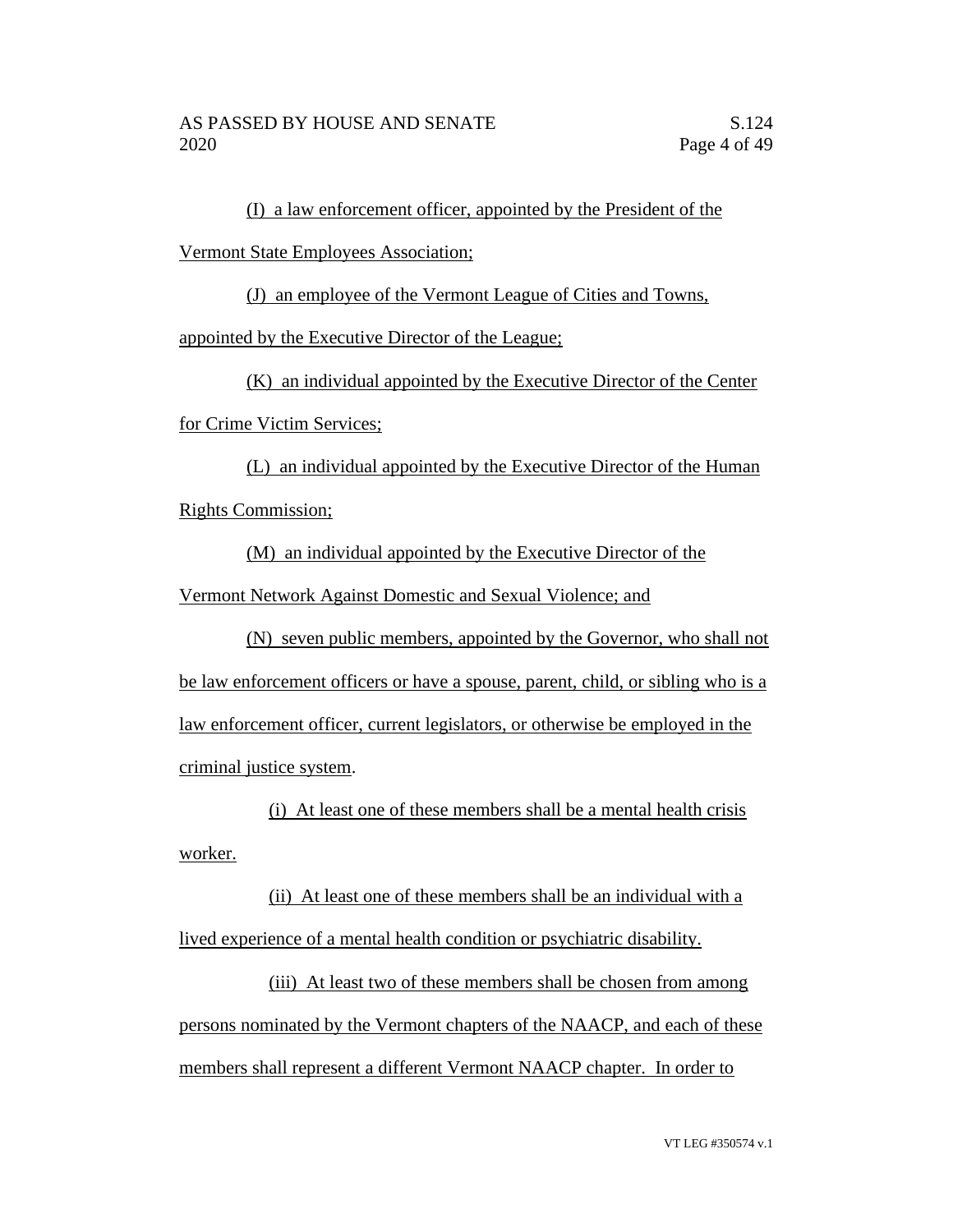(I) a law enforcement officer, appointed by the President of the Vermont State Employees Association;

(J) an employee of the Vermont League of Cities and Towns, appointed by the Executive Director of the League;

(K) an individual appointed by the Executive Director of the Center for Crime Victim Services;

(L) an individual appointed by the Executive Director of the Human Rights Commission;

(M) an individual appointed by the Executive Director of the Vermont Network Against Domestic and Sexual Violence; and

(N) seven public members, appointed by the Governor, who shall not be law enforcement officers or have a spouse, parent, child, or sibling who is a law enforcement officer, current legislators, or otherwise be employed in the criminal justice system.

(i) At least one of these members shall be a mental health crisis worker.

(ii) At least one of these members shall be an individual with a lived experience of a mental health condition or psychiatric disability.

(iii) At least two of these members shall be chosen from among persons nominated by the Vermont chapters of the NAACP, and each of these members shall represent a different Vermont NAACP chapter. In order to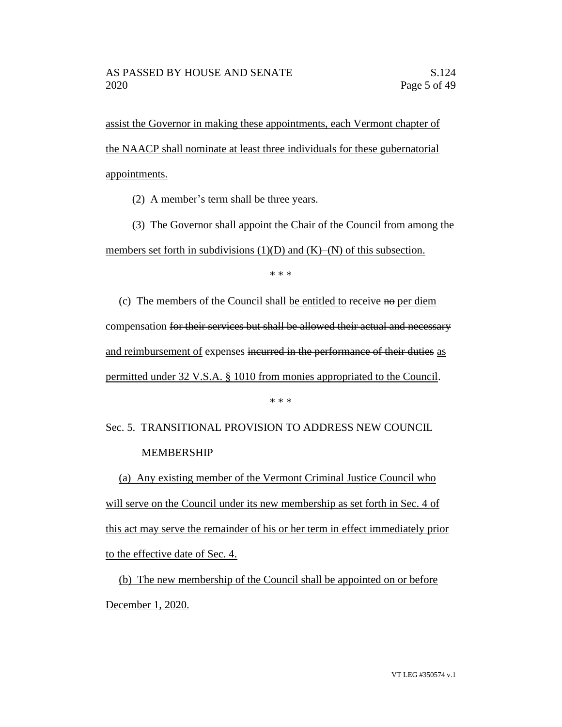assist the Governor in making these appointments, each Vermont chapter of the NAACP shall nominate at least three individuals for these gubernatorial appointments.

(2) A member's term shall be three years.

(3) The Governor shall appoint the Chair of the Council from among the members set forth in subdivisions (1)(D) and (K)–(N) of this subsection.

\* \* \*

(c) The members of the Council shall be entitled to receive ~~no~~ per diem compensation ~~for their services but shall be allowed their actual and necessary~~ and reimbursement of expenses ~~incurred in the performance of their duties~~ as permitted under 32 V.S.A. § 1010 from monies appropriated to the Council.

\* \* \*

Sec. 5. TRANSITIONAL PROVISION TO ADDRESS NEW COUNCIL MEMBERSHIP

(a) Any existing member of the Vermont Criminal Justice Council who will serve on the Council under its new membership as set forth in Sec. 4 of this act may serve the remainder of his or her term in effect immediately prior to the effective date of Sec. 4.

(b) The new membership of the Council shall be appointed on or before December 1, 2020.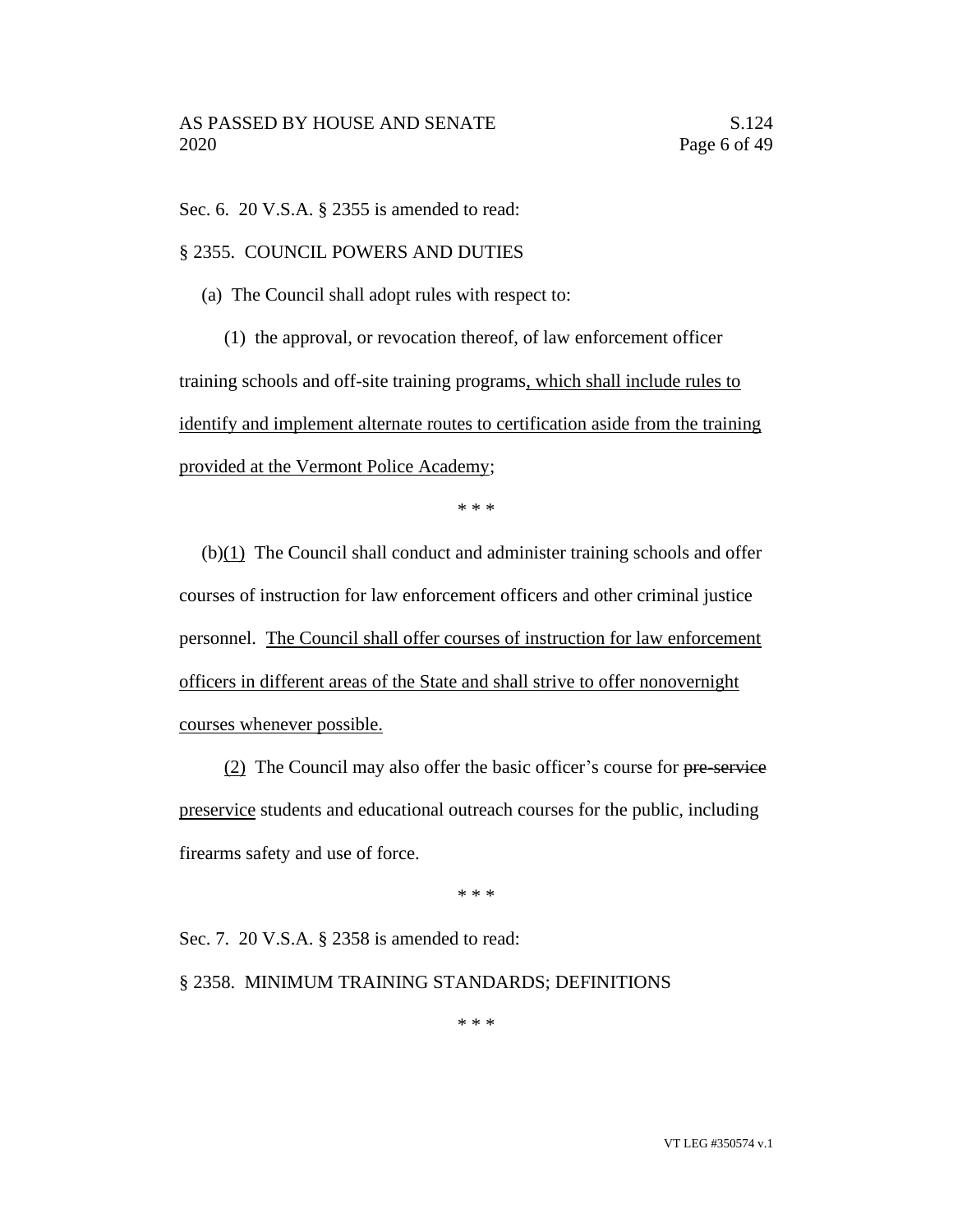Sec. 6. 20 V.S.A. § 2355 is amended to read:

§ 2355. COUNCIL POWERS AND DUTIES

(a) The Council shall adopt rules with respect to:

(1) the approval, or revocation thereof, of law enforcement officer training schools and off-site training programs, which shall include rules to identify and implement alternate routes to certification aside from the training provided at the Vermont Police Academy;

\* \* \*

(b)(1) The Council shall conduct and administer training schools and offer courses of instruction for law enforcement officers and other criminal justice personnel. The Council shall offer courses of instruction for law enforcement officers in different areas of the State and shall strive to offer nonovernight courses whenever possible.

(2) The Council may also offer the basic officer's course for ~~pre-service~~ preservice students and educational outreach courses for the public, including firearms safety and use of force.

\* \* \*

Sec. 7. 20 V.S.A. § 2358 is amended to read:

§ 2358. MINIMUM TRAINING STANDARDS; DEFINITIONS

\* \* \*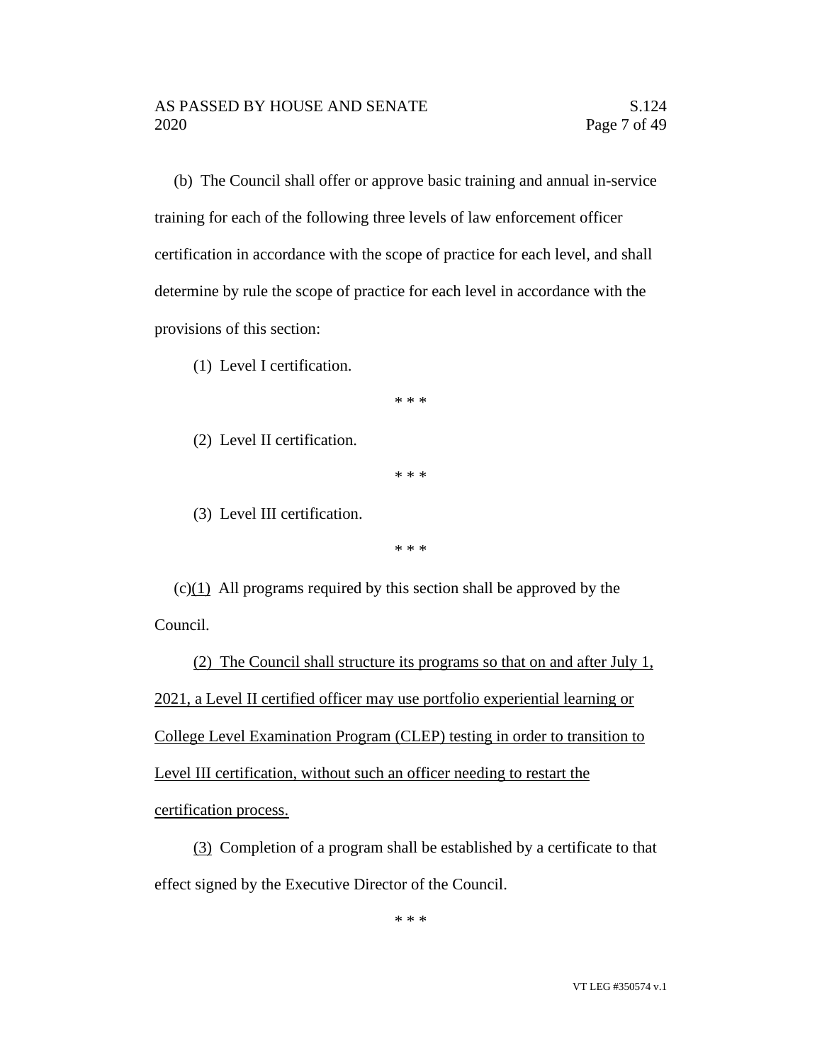(b) The Council shall offer or approve basic training and annual in-service training for each of the following three levels of law enforcement officer certification in accordance with the scope of practice for each level, and shall determine by rule the scope of practice for each level in accordance with the provisions of this section:

(1) Level I certification.

\* \* \*

(2) Level II certification.

\* \* \*

(3) Level III certification.

\* \* \*

(c)<u>(1)</u> All programs required by this section shall be approved by the Council.

<u>(2) The Council shall structure its programs so that on and after July 1, 2021, a Level II certified officer may use portfolio experiential learning or College Level Examination Program (CLEP) testing in order to transition to Level III certification, without such an officer needing to restart the certification process.</u>

<u>(3)</u> Completion of a program shall be established by a certificate to that effect signed by the Executive Director of the Council.

\* \* \*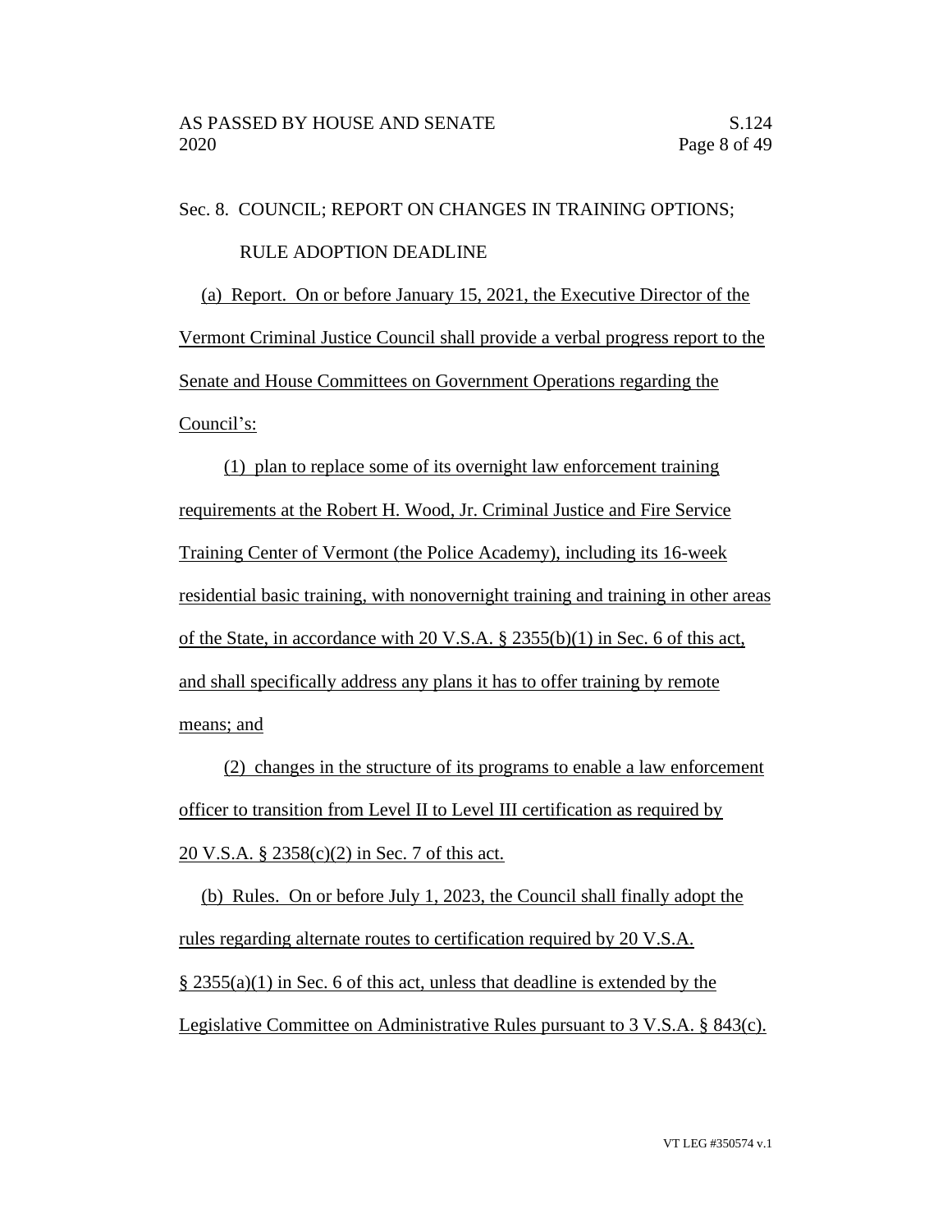Sec. 8. COUNCIL; REPORT ON CHANGES IN TRAINING OPTIONS; RULE ADOPTION DEADLINE

(a) Report. On or before January 15, 2021, the Executive Director of the Vermont Criminal Justice Council shall provide a verbal progress report to the Senate and House Committees on Government Operations regarding the Council's:

(1) plan to replace some of its overnight law enforcement training requirements at the Robert H. Wood, Jr. Criminal Justice and Fire Service Training Center of Vermont (the Police Academy), including its 16-week residential basic training, with nonovernight training and training in other areas of the State, in accordance with 20 V.S.A. § 2355(b)(1) in Sec. 6 of this act, and shall specifically address any plans it has to offer training by remote means; and

(2) changes in the structure of its programs to enable a law enforcement officer to transition from Level II to Level III certification as required by 20 V.S.A. § 2358(c)(2) in Sec. 7 of this act.

(b) Rules. On or before July 1, 2023, the Council shall finally adopt the rules regarding alternate routes to certification required by 20 V.S.A. § 2355(a)(1) in Sec. 6 of this act, unless that deadline is extended by the Legislative Committee on Administrative Rules pursuant to 3 V.S.A. § 843(c).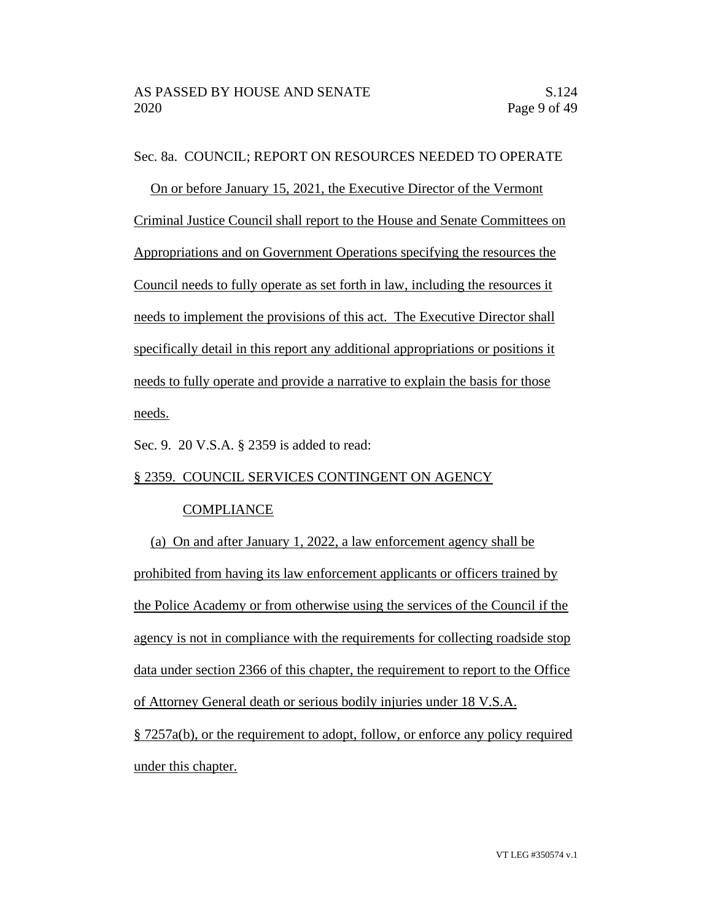Sec. 8a. COUNCIL; REPORT ON RESOURCES NEEDED TO OPERATE

On or before January 15, 2021, the Executive Director of the Vermont Criminal Justice Council shall report to the House and Senate Committees on Appropriations and on Government Operations specifying the resources the Council needs to fully operate as set forth in law, including the resources it needs to implement the provisions of this act. The Executive Director shall specifically detail in this report any additional appropriations or positions it needs to fully operate and provide a narrative to explain the basis for those needs.

Sec. 9. 20 V.S.A. § 2359 is added to read:

§ 2359. COUNCIL SERVICES CONTINGENT ON AGENCY COMPLIANCE

(a) On and after January 1, 2022, a law enforcement agency shall be prohibited from having its law enforcement applicants or officers trained by the Police Academy or from otherwise using the services of the Council if the agency is not in compliance with the requirements for collecting roadside stop data under section 2366 of this chapter, the requirement to report to the Office of Attorney General death or serious bodily injuries under 18 V.S.A. § 7257a(b), or the requirement to adopt, follow, or enforce any policy required under this chapter.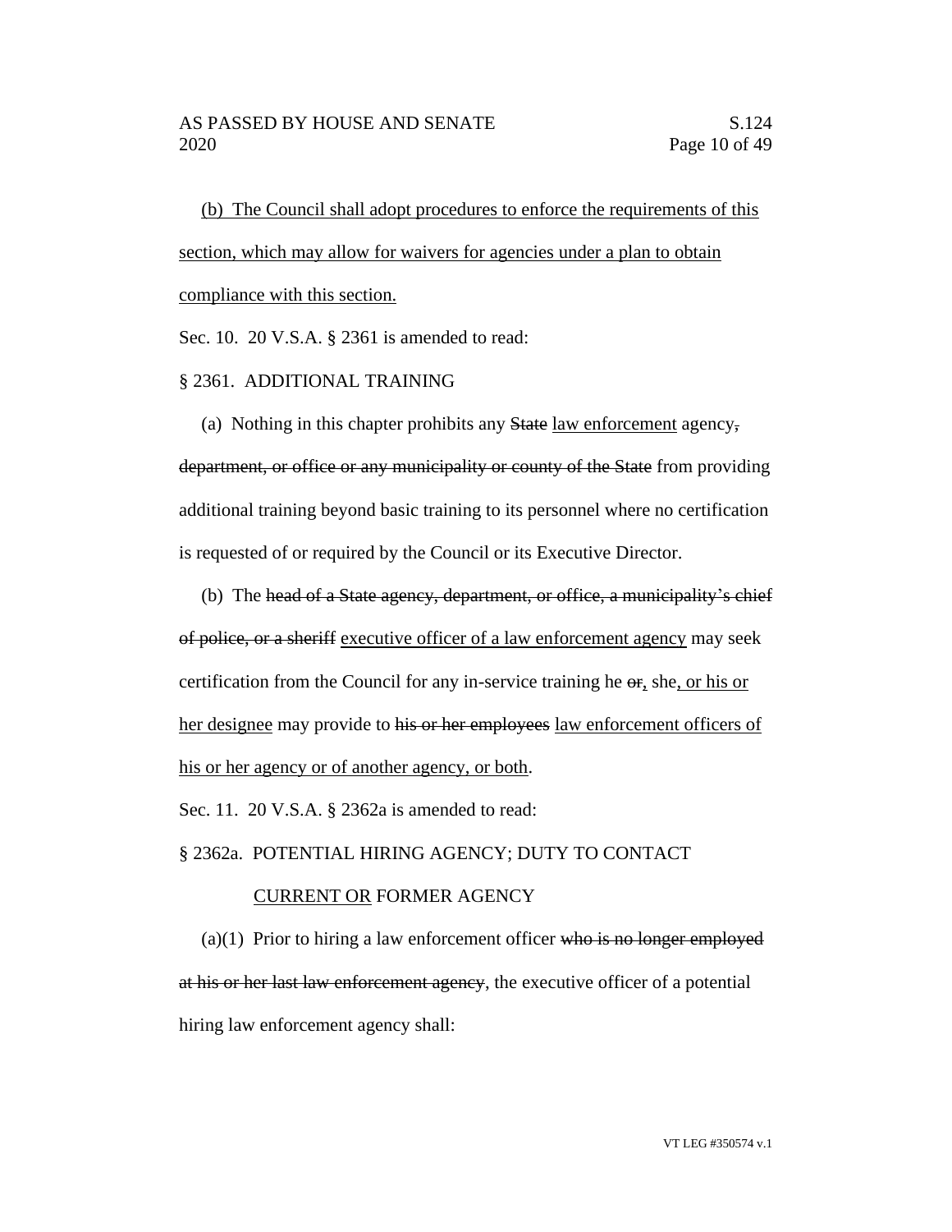<u>(b) The Council shall adopt procedures to enforce the requirements of this section, which may allow for waivers for agencies under a plan to obtain compliance with this section.</u>

Sec. 10. 20 V.S.A. § 2361 is amended to read:

§ 2361. ADDITIONAL TRAINING

(a) Nothing in this chapter prohibits any ~~State~~ <u>law enforcement</u> agency~~, department, or office or any municipality or county of the State~~ from providing additional training beyond basic training to its personnel where no certification is requested of or required by the Council or its Executive Director.

(b) The ~~head of a State agency, department, or office, a municipality's chief of police, or a sheriff~~ <u>executive officer of a law enforcement agency</u> may seek certification from the Council for any in-service training he ~~or~~<u>,</u> she<u>, or his or her designee</u> may provide to ~~his or her employees~~ <u>law enforcement officers of his or her agency or of another agency, or both</u>.

Sec. 11. 20 V.S.A. § 2362a is amended to read:

§ 2362a. POTENTIAL HIRING AGENCY; DUTY TO CONTACT <u>CURRENT OR</u> FORMER AGENCY

(a)(1) Prior to hiring a law enforcement officer ~~who is no longer employed at his or her last law enforcement agency~~, the executive officer of a potential hiring law enforcement agency shall: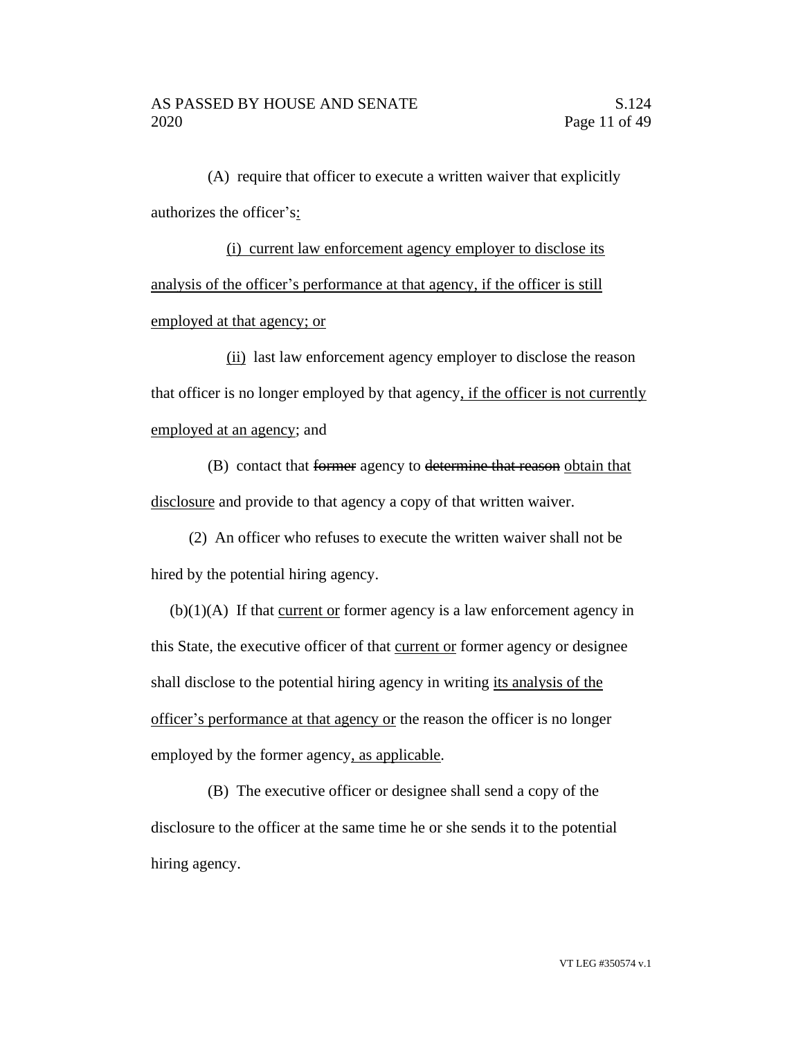(A) require that officer to execute a written waiver that explicitly authorizes the officer's:

(i) current law enforcement agency employer to disclose its analysis of the officer's performance at that agency, if the officer is still employed at that agency; or

(ii) last law enforcement agency employer to disclose the reason that officer is no longer employed by that agency, if the officer is not currently employed at an agency; and

(B) contact that ~~former~~ agency to ~~determine that reason~~ obtain that disclosure and provide to that agency a copy of that written waiver.

(2) An officer who refuses to execute the written waiver shall not be hired by the potential hiring agency.

(b)(1)(A) If that current or former agency is a law enforcement agency in this State, the executive officer of that current or former agency or designee shall disclose to the potential hiring agency in writing its analysis of the officer's performance at that agency or the reason the officer is no longer employed by the former agency, as applicable.

(B) The executive officer or designee shall send a copy of the disclosure to the officer at the same time he or she sends it to the potential hiring agency.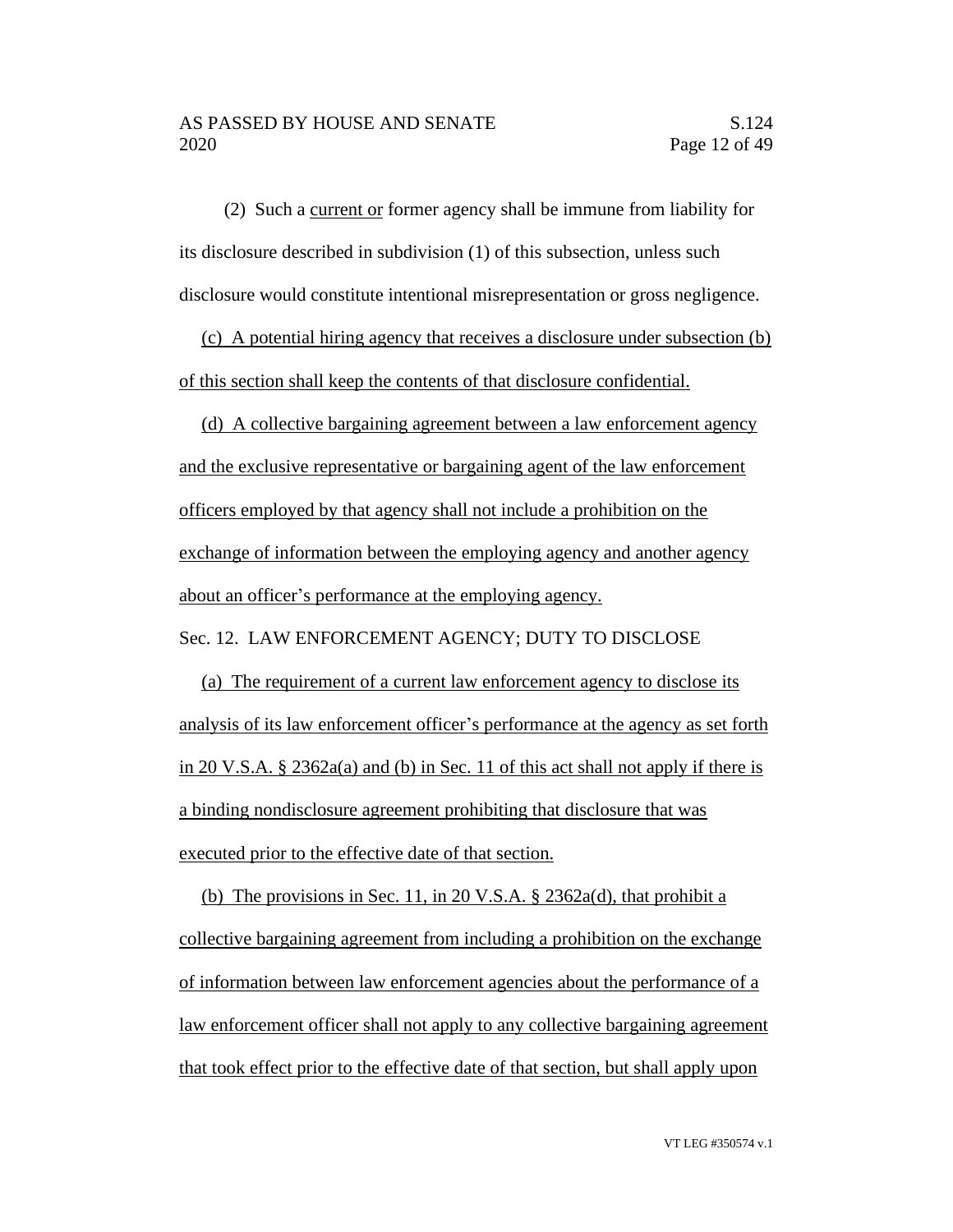(2) Such a current or former agency shall be immune from liability for its disclosure described in subdivision (1) of this subsection, unless such disclosure would constitute intentional misrepresentation or gross negligence.

(c) A potential hiring agency that receives a disclosure under subsection (b) of this section shall keep the contents of that disclosure confidential.

(d) A collective bargaining agreement between a law enforcement agency and the exclusive representative or bargaining agent of the law enforcement officers employed by that agency shall not include a prohibition on the exchange of information between the employing agency and another agency about an officer's performance at the employing agency.

Sec. 12. LAW ENFORCEMENT AGENCY; DUTY TO DISCLOSE

(a) The requirement of a current law enforcement agency to disclose its analysis of its law enforcement officer's performance at the agency as set forth in 20 V.S.A. § 2362a(a) and (b) in Sec. 11 of this act shall not apply if there is a binding nondisclosure agreement prohibiting that disclosure that was executed prior to the effective date of that section.

(b) The provisions in Sec. 11, in 20 V.S.A. § 2362a(d), that prohibit a collective bargaining agreement from including a prohibition on the exchange of information between law enforcement agencies about the performance of a law enforcement officer shall not apply to any collective bargaining agreement that took effect prior to the effective date of that section, but shall apply upon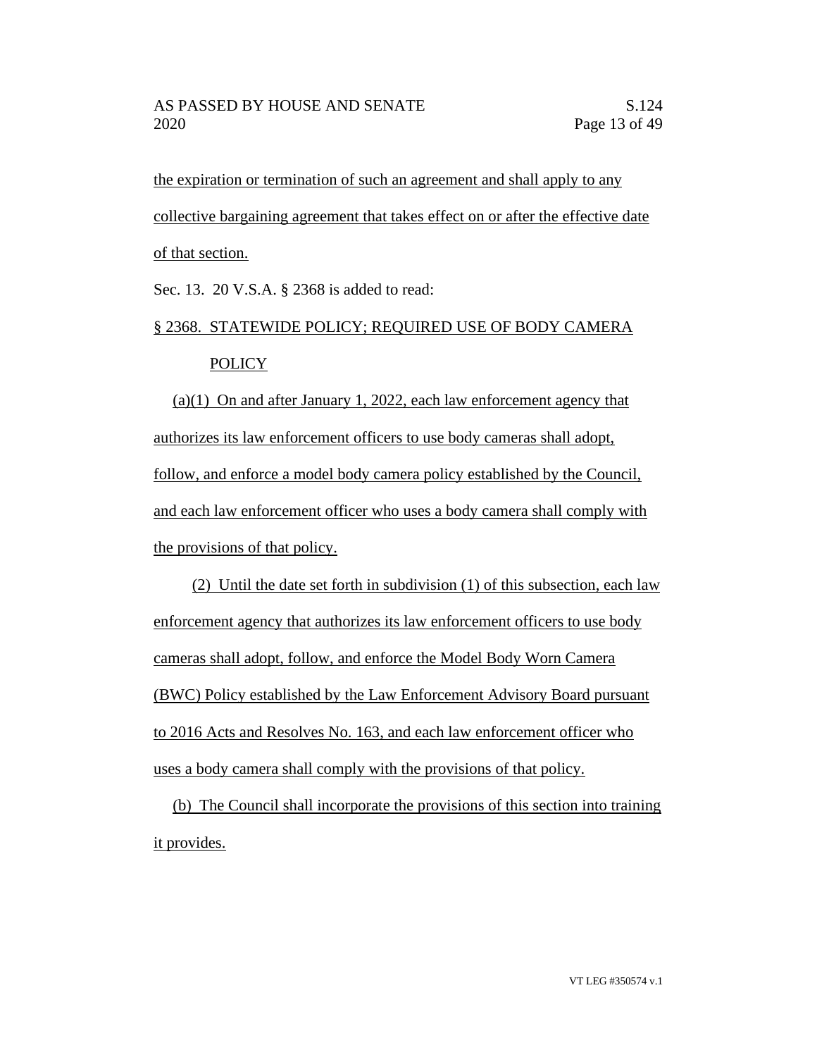the expiration or termination of such an agreement and shall apply to any collective bargaining agreement that takes effect on or after the effective date of that section.

Sec. 13. 20 V.S.A. § 2368 is added to read:

§ 2368. STATEWIDE POLICY; REQUIRED USE OF BODY CAMERA POLICY

(a)(1) On and after January 1, 2022, each law enforcement agency that authorizes its law enforcement officers to use body cameras shall adopt, follow, and enforce a model body camera policy established by the Council, and each law enforcement officer who uses a body camera shall comply with the provisions of that policy.

(2) Until the date set forth in subdivision (1) of this subsection, each law enforcement agency that authorizes its law enforcement officers to use body cameras shall adopt, follow, and enforce the Model Body Worn Camera (BWC) Policy established by the Law Enforcement Advisory Board pursuant to 2016 Acts and Resolves No. 163, and each law enforcement officer who uses a body camera shall comply with the provisions of that policy.

(b) The Council shall incorporate the provisions of this section into training it provides.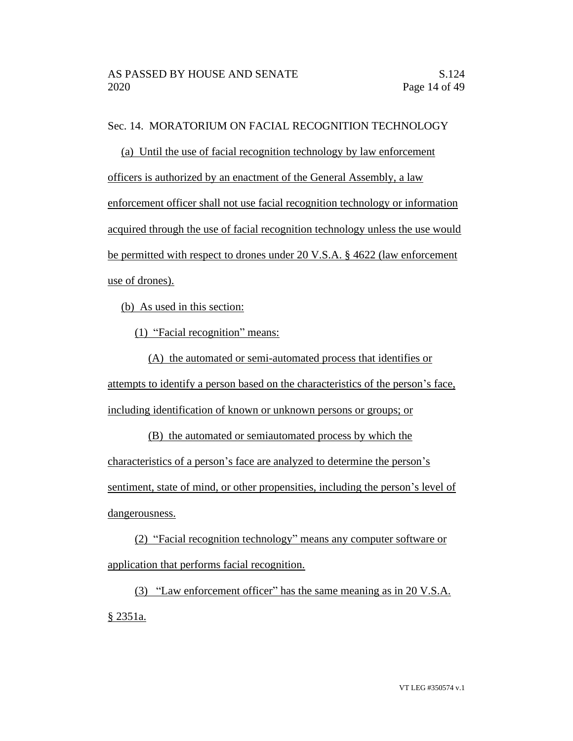Sec. 14. MORATORIUM ON FACIAL RECOGNITION TECHNOLOGY

(a) Until the use of facial recognition technology by law enforcement officers is authorized by an enactment of the General Assembly, a law enforcement officer shall not use facial recognition technology or information acquired through the use of facial recognition technology unless the use would be permitted with respect to drones under 20 V.S.A. § 4622 (law enforcement use of drones).

(b) As used in this section:

(1) "Facial recognition" means:

(A) the automated or semi-automated process that identifies or attempts to identify a person based on the characteristics of the person's face, including identification of known or unknown persons or groups; or

(B) the automated or semiautomated process by which the characteristics of a person's face are analyzed to determine the person's sentiment, state of mind, or other propensities, including the person's level of dangerousness.

(2) "Facial recognition technology" means any computer software or application that performs facial recognition.

(3) "Law enforcement officer" has the same meaning as in 20 V.S.A. § 2351a.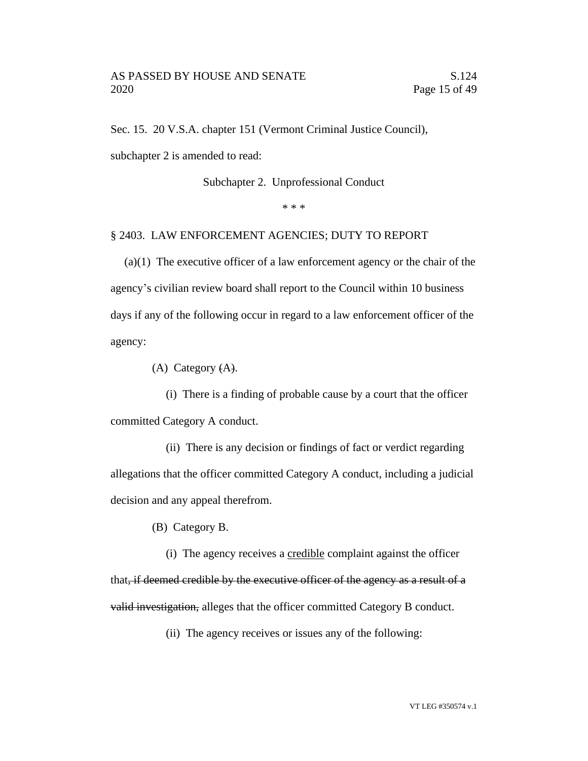Sec. 15. 20 V.S.A. chapter 151 (Vermont Criminal Justice Council), subchapter 2 is amended to read:

Subchapter 2. Unprofessional Conduct

* * *

§ 2403. LAW ENFORCEMENT AGENCIES; DUTY TO REPORT

(a)(1) The executive officer of a law enforcement agency or the chair of the agency's civilian review board shall report to the Council within 10 business days if any of the following occur in regard to a law enforcement officer of the agency:

(A) Category ~~(A)~~.

(i) There is a finding of probable cause by a court that the officer committed Category A conduct.

(ii) There is any decision or findings of fact or verdict regarding allegations that the officer committed Category A conduct, including a judicial decision and any appeal therefrom.

(B) Category B.

(i) The agency receives a <u>credible</u> complaint against the officer that~~, if deemed credible by the executive officer of the agency as a result of a valid investigation,~~ alleges that the officer committed Category B conduct.

(ii) The agency receives or issues any of the following: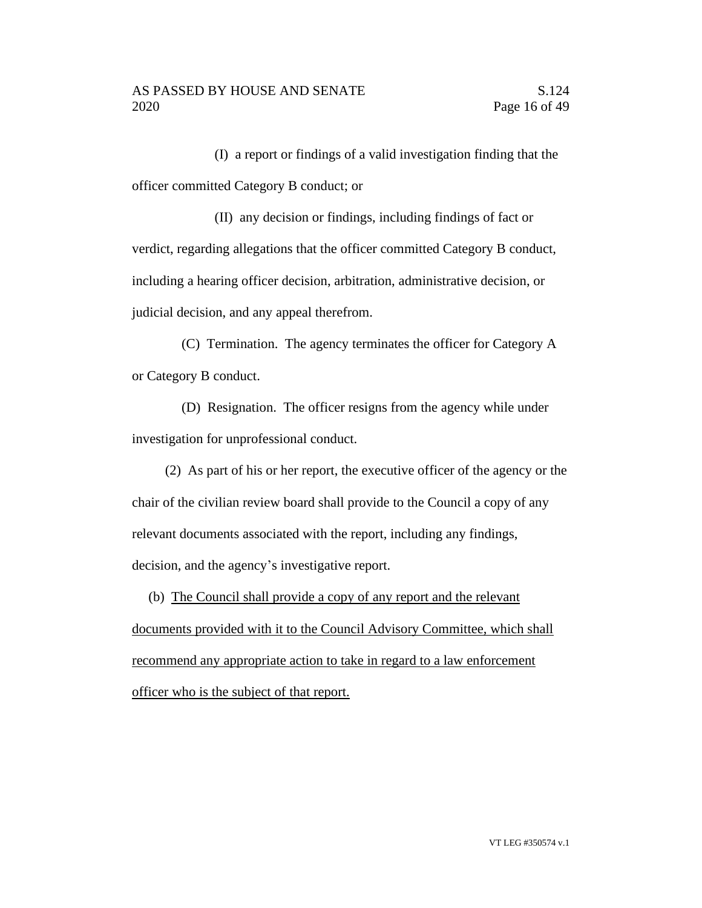(I) a report or findings of a valid investigation finding that the officer committed Category B conduct; or

(II) any decision or findings, including findings of fact or verdict, regarding allegations that the officer committed Category B conduct, including a hearing officer decision, arbitration, administrative decision, or judicial decision, and any appeal therefrom.

(C) Termination. The agency terminates the officer for Category A or Category B conduct.

(D) Resignation. The officer resigns from the agency while under investigation for unprofessional conduct.

(2) As part of his or her report, the executive officer of the agency or the chair of the civilian review board shall provide to the Council a copy of any relevant documents associated with the report, including any findings, decision, and the agency's investigative report.

(b) <u>The Council shall provide a copy of any report and the relevant documents provided with it to the Council Advisory Committee, which shall recommend any appropriate action to take in regard to a law enforcement officer who is the subject of that report.</u>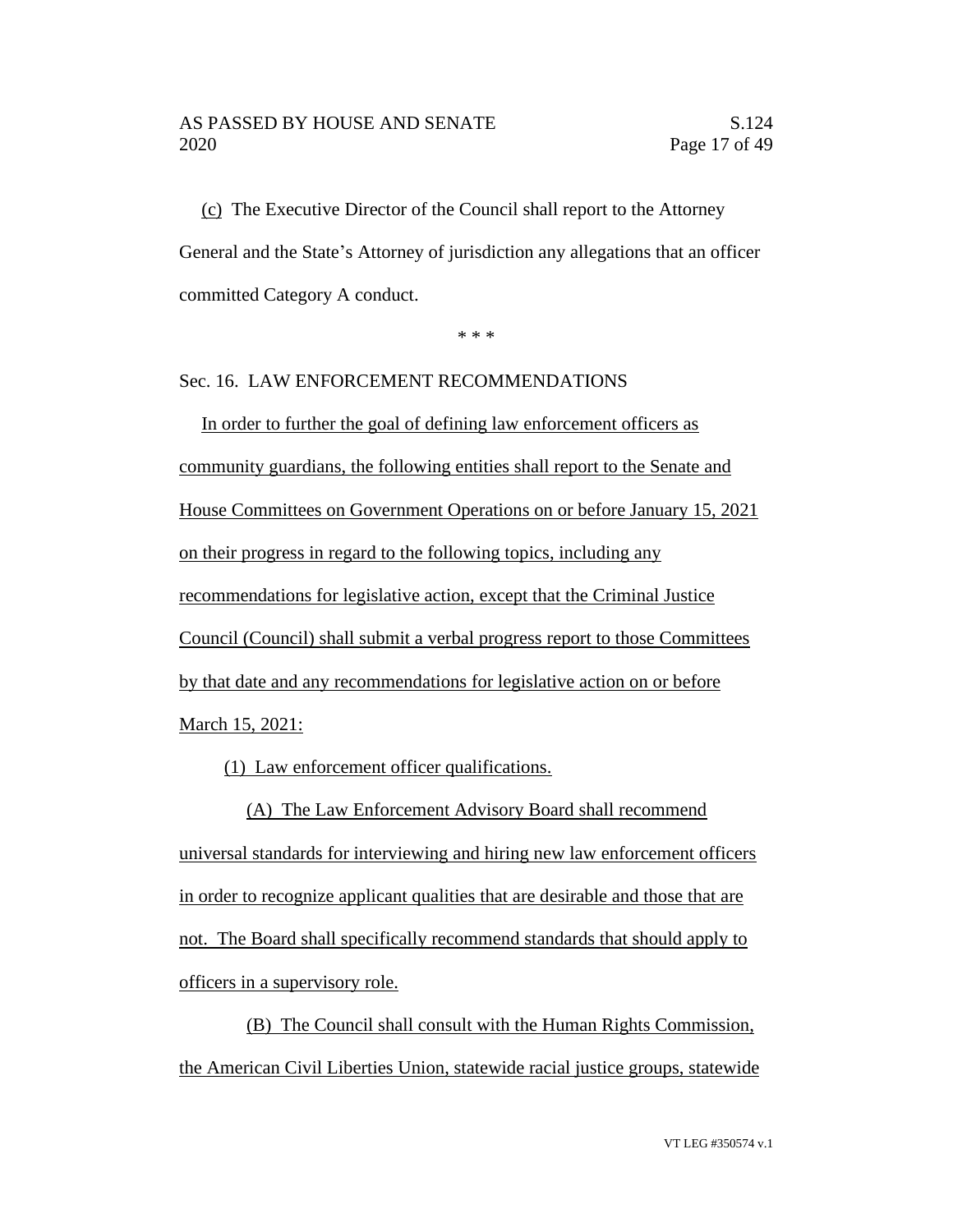(c) The Executive Director of the Council shall report to the Attorney General and the State's Attorney of jurisdiction any allegations that an officer committed Category A conduct.

\* \* \*

Sec. 16. LAW ENFORCEMENT RECOMMENDATIONS

In order to further the goal of defining law enforcement officers as community guardians, the following entities shall report to the Senate and House Committees on Government Operations on or before January 15, 2021 on their progress in regard to the following topics, including any recommendations for legislative action, except that the Criminal Justice Council (Council) shall submit a verbal progress report to those Committees by that date and any recommendations for legislative action on or before March 15, 2021:

(1) Law enforcement officer qualifications.

(A) The Law Enforcement Advisory Board shall recommend universal standards for interviewing and hiring new law enforcement officers in order to recognize applicant qualities that are desirable and those that are not. The Board shall specifically recommend standards that should apply to officers in a supervisory role.

(B) The Council shall consult with the Human Rights Commission, the American Civil Liberties Union, statewide racial justice groups, statewide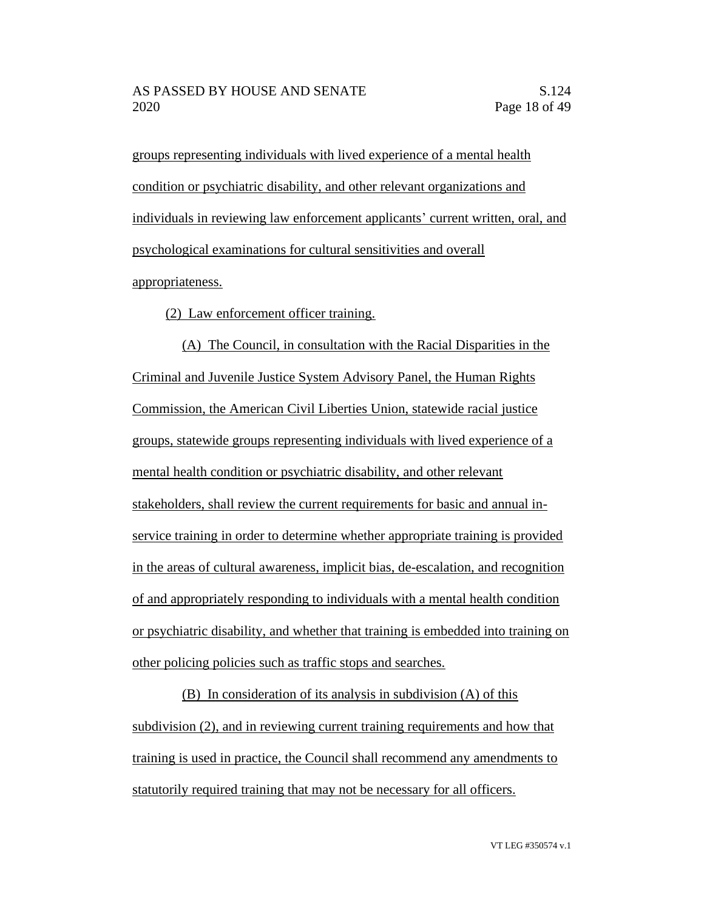groups representing individuals with lived experience of a mental health condition or psychiatric disability, and other relevant organizations and individuals in reviewing law enforcement applicants' current written, oral, and psychological examinations for cultural sensitivities and overall appropriateness.

(2) Law enforcement officer training.

(A) The Council, in consultation with the Racial Disparities in the Criminal and Juvenile Justice System Advisory Panel, the Human Rights Commission, the American Civil Liberties Union, statewide racial justice groups, statewide groups representing individuals with lived experience of a mental health condition or psychiatric disability, and other relevant stakeholders, shall review the current requirements for basic and annual in-service training in order to determine whether appropriate training is provided in the areas of cultural awareness, implicit bias, de-escalation, and recognition of and appropriately responding to individuals with a mental health condition or psychiatric disability, and whether that training is embedded into training on other policing policies such as traffic stops and searches.

(B) In consideration of its analysis in subdivision (A) of this subdivision (2), and in reviewing current training requirements and how that training is used in practice, the Council shall recommend any amendments to statutorily required training that may not be necessary for all officers.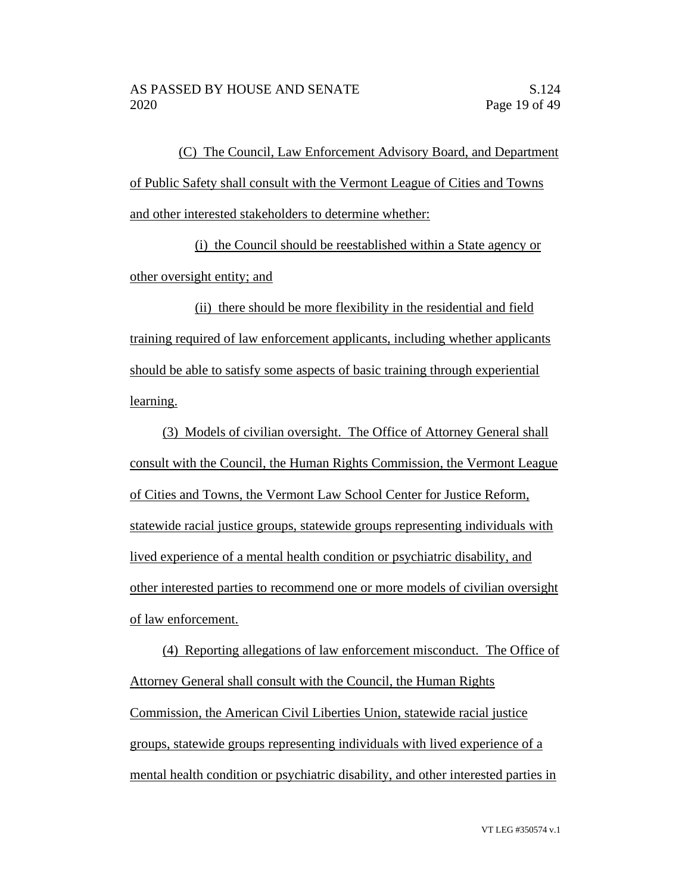(C) The Council, Law Enforcement Advisory Board, and Department of Public Safety shall consult with the Vermont League of Cities and Towns and other interested stakeholders to determine whether:

(i) the Council should be reestablished within a State agency or other oversight entity; and

(ii) there should be more flexibility in the residential and field training required of law enforcement applicants, including whether applicants should be able to satisfy some aspects of basic training through experiential learning.

(3) Models of civilian oversight. The Office of Attorney General shall consult with the Council, the Human Rights Commission, the Vermont League of Cities and Towns, the Vermont Law School Center for Justice Reform, statewide racial justice groups, statewide groups representing individuals with lived experience of a mental health condition or psychiatric disability, and other interested parties to recommend one or more models of civilian oversight of law enforcement.

(4) Reporting allegations of law enforcement misconduct. The Office of Attorney General shall consult with the Council, the Human Rights Commission, the American Civil Liberties Union, statewide racial justice groups, statewide groups representing individuals with lived experience of a mental health condition or psychiatric disability, and other interested parties in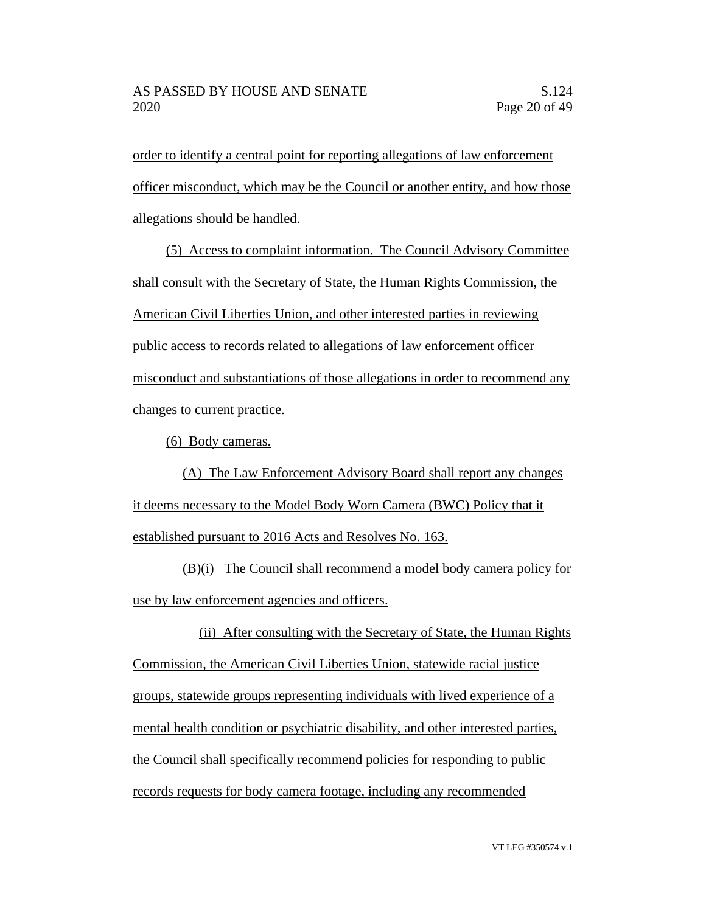order to identify a central point for reporting allegations of law enforcement officer misconduct, which may be the Council or another entity, and how those allegations should be handled.

(5) Access to complaint information. The Council Advisory Committee shall consult with the Secretary of State, the Human Rights Commission, the American Civil Liberties Union, and other interested parties in reviewing public access to records related to allegations of law enforcement officer misconduct and substantiations of those allegations in order to recommend any changes to current practice.

(6) Body cameras.

(A) The Law Enforcement Advisory Board shall report any changes it deems necessary to the Model Body Worn Camera (BWC) Policy that it established pursuant to 2016 Acts and Resolves No. 163.

(B)(i) The Council shall recommend a model body camera policy for use by law enforcement agencies and officers.

(ii) After consulting with the Secretary of State, the Human Rights Commission, the American Civil Liberties Union, statewide racial justice groups, statewide groups representing individuals with lived experience of a mental health condition or psychiatric disability, and other interested parties, the Council shall specifically recommend policies for responding to public records requests for body camera footage, including any recommended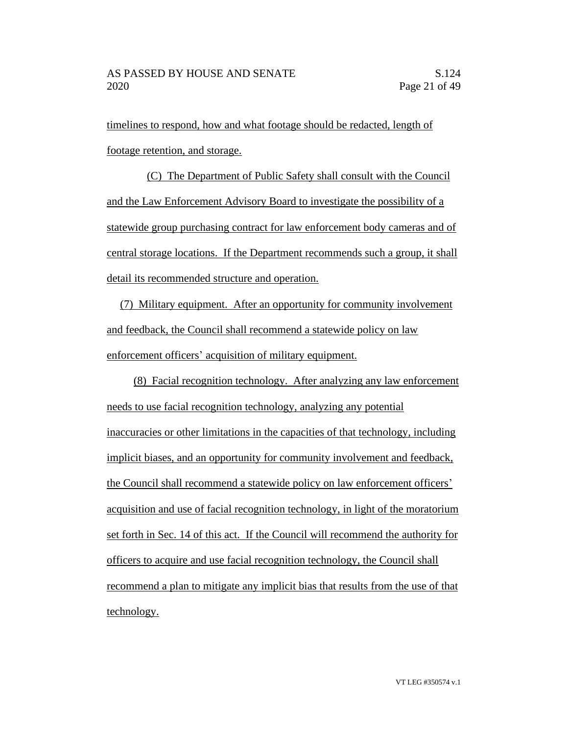timelines to respond, how and what footage should be redacted, length of footage retention, and storage.

(C) The Department of Public Safety shall consult with the Council and the Law Enforcement Advisory Board to investigate the possibility of a statewide group purchasing contract for law enforcement body cameras and of central storage locations. If the Department recommends such a group, it shall detail its recommended structure and operation.

(7) Military equipment. After an opportunity for community involvement and feedback, the Council shall recommend a statewide policy on law enforcement officers' acquisition of military equipment.

(8) Facial recognition technology. After analyzing any law enforcement needs to use facial recognition technology, analyzing any potential inaccuracies or other limitations in the capacities of that technology, including implicit biases, and an opportunity for community involvement and feedback, the Council shall recommend a statewide policy on law enforcement officers' acquisition and use of facial recognition technology, in light of the moratorium set forth in Sec. 14 of this act. If the Council will recommend the authority for officers to acquire and use facial recognition technology, the Council shall recommend a plan to mitigate any implicit bias that results from the use of that technology.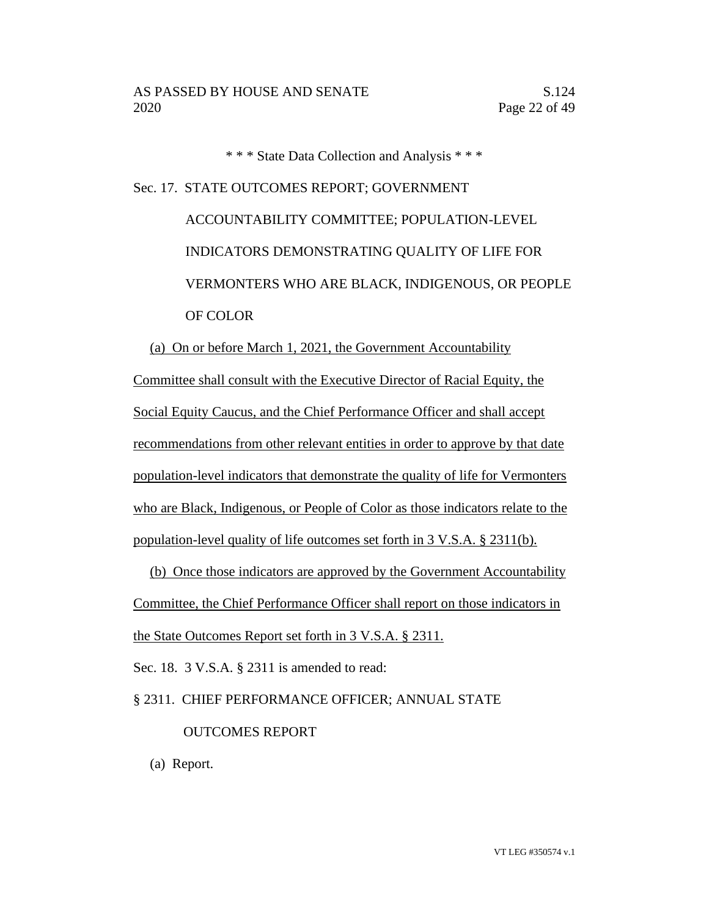\* \* \* State Data Collection and Analysis \* \* \*

Sec. 17. STATE OUTCOMES REPORT; GOVERNMENT ACCOUNTABILITY COMMITTEE; POPULATION-LEVEL INDICATORS DEMONSTRATING QUALITY OF LIFE FOR VERMONTERS WHO ARE BLACK, INDIGENOUS, OR PEOPLE OF COLOR

(a) On or before March 1, 2021, the Government Accountability Committee shall consult with the Executive Director of Racial Equity, the Social Equity Caucus, and the Chief Performance Officer and shall accept recommendations from other relevant entities in order to approve by that date population-level indicators that demonstrate the quality of life for Vermonters who are Black, Indigenous, or People of Color as those indicators relate to the population-level quality of life outcomes set forth in 3 V.S.A. § 2311(b).

(b) Once those indicators are approved by the Government Accountability Committee, the Chief Performance Officer shall report on those indicators in the State Outcomes Report set forth in 3 V.S.A. § 2311.

Sec. 18. 3 V.S.A. § 2311 is amended to read:

§ 2311. CHIEF PERFORMANCE OFFICER; ANNUAL STATE OUTCOMES REPORT

(a) Report.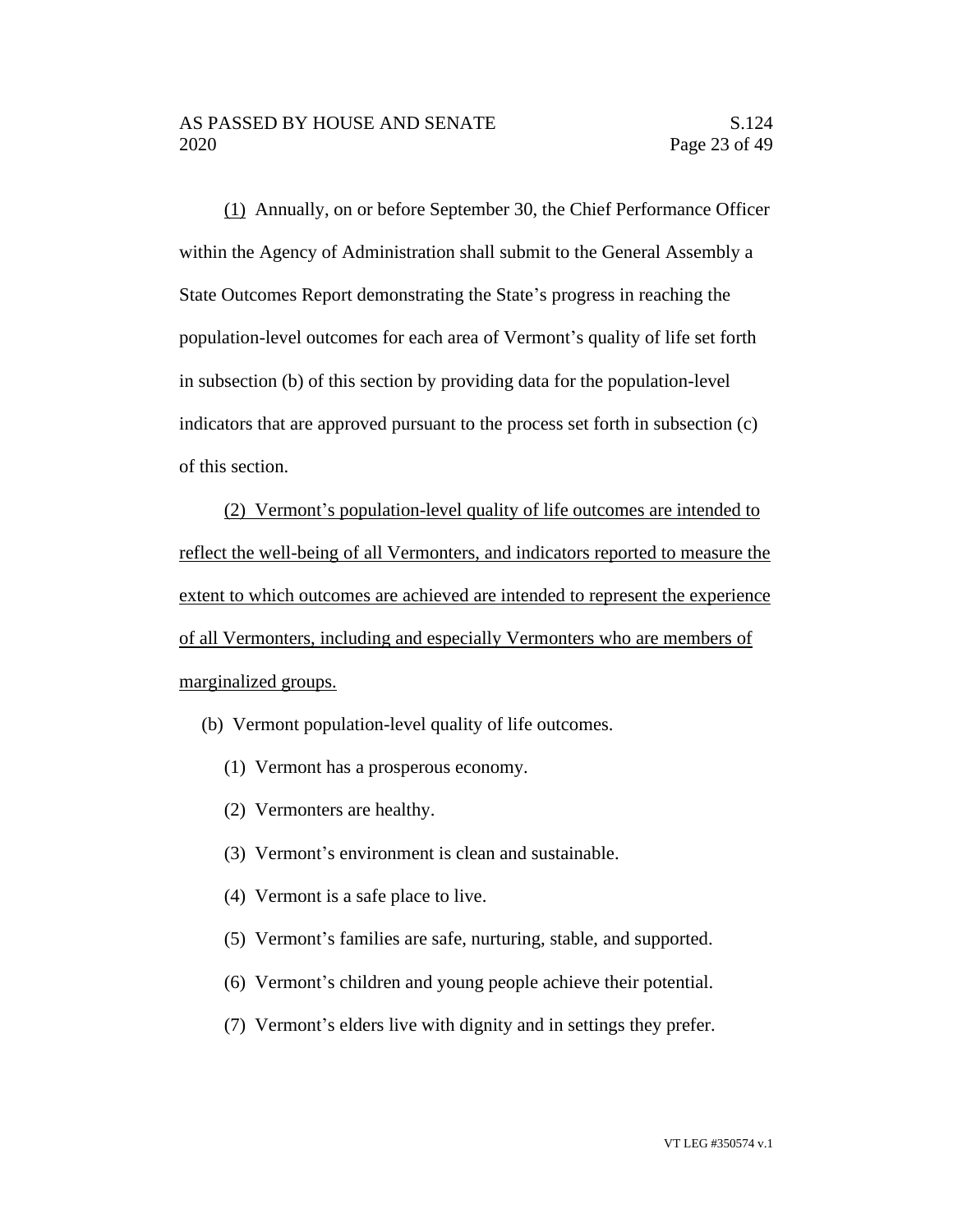(1) Annually, on or before September 30, the Chief Performance Officer within the Agency of Administration shall submit to the General Assembly a State Outcomes Report demonstrating the State's progress in reaching the population-level outcomes for each area of Vermont's quality of life set forth in subsection (b) of this section by providing data for the population-level indicators that are approved pursuant to the process set forth in subsection (c) of this section.

(2) Vermont's population-level quality of life outcomes are intended to reflect the well-being of all Vermonters, and indicators reported to measure the extent to which outcomes are achieved are intended to represent the experience of all Vermonters, including and especially Vermonters who are members of marginalized groups.

(b) Vermont population-level quality of life outcomes.

(1) Vermont has a prosperous economy.

(2) Vermonters are healthy.

(3) Vermont's environment is clean and sustainable.

(4) Vermont is a safe place to live.

(5) Vermont's families are safe, nurturing, stable, and supported.

(6) Vermont's children and young people achieve their potential.

(7) Vermont's elders live with dignity and in settings they prefer.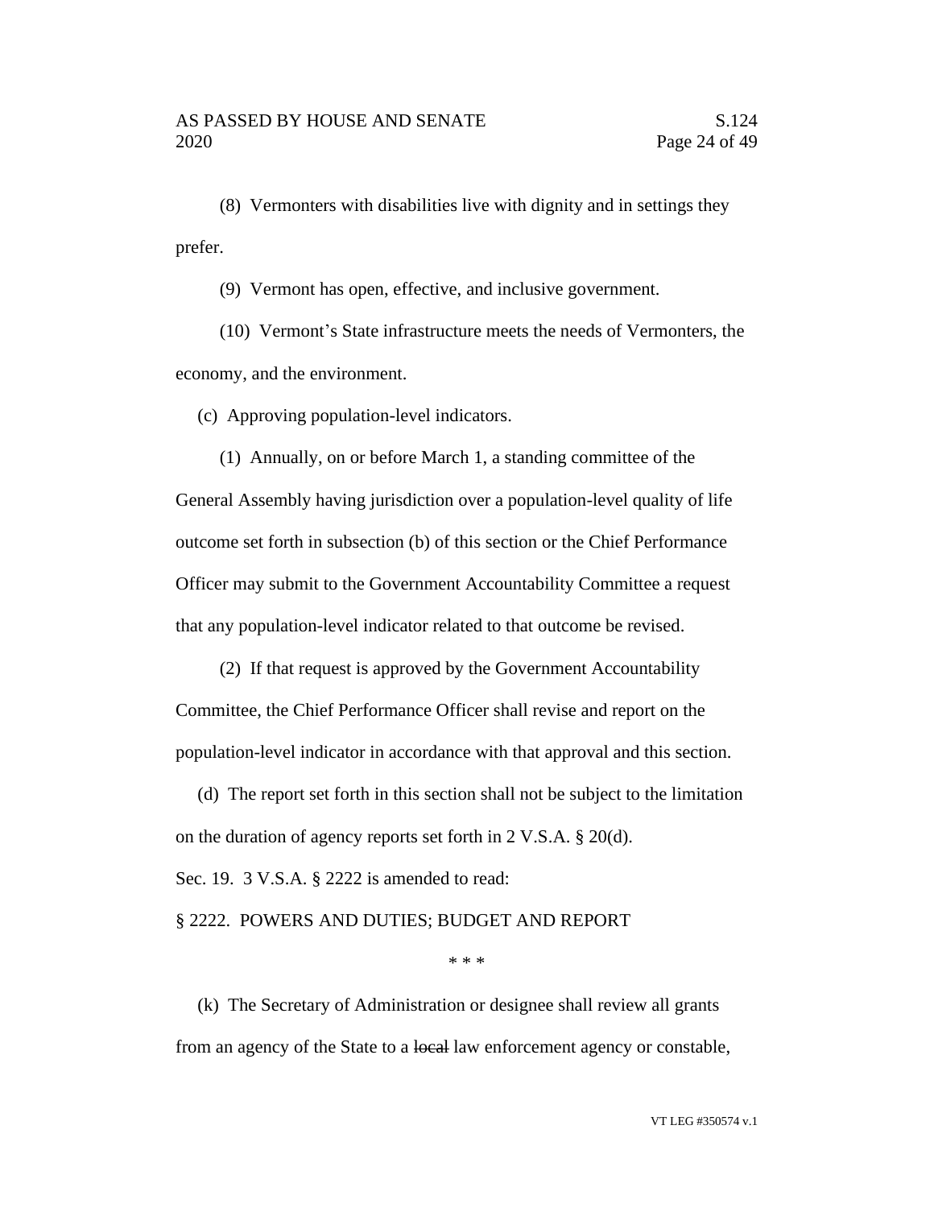(8) Vermonters with disabilities live with dignity and in settings they prefer.

(9) Vermont has open, effective, and inclusive government.

(10) Vermont's State infrastructure meets the needs of Vermonters, the economy, and the environment.

(c) Approving population-level indicators.

(1) Annually, on or before March 1, a standing committee of the General Assembly having jurisdiction over a population-level quality of life outcome set forth in subsection (b) of this section or the Chief Performance Officer may submit to the Government Accountability Committee a request that any population-level indicator related to that outcome be revised.

(2) If that request is approved by the Government Accountability Committee, the Chief Performance Officer shall revise and report on the population-level indicator in accordance with that approval and this section.

(d) The report set forth in this section shall not be subject to the limitation on the duration of agency reports set forth in 2 V.S.A. § 20(d).

Sec. 19. 3 V.S.A. § 2222 is amended to read:

§ 2222. POWERS AND DUTIES; BUDGET AND REPORT

\* \* \*

(k) The Secretary of Administration or designee shall review all grants from an agency of the State to a ~~local~~ law enforcement agency or constable,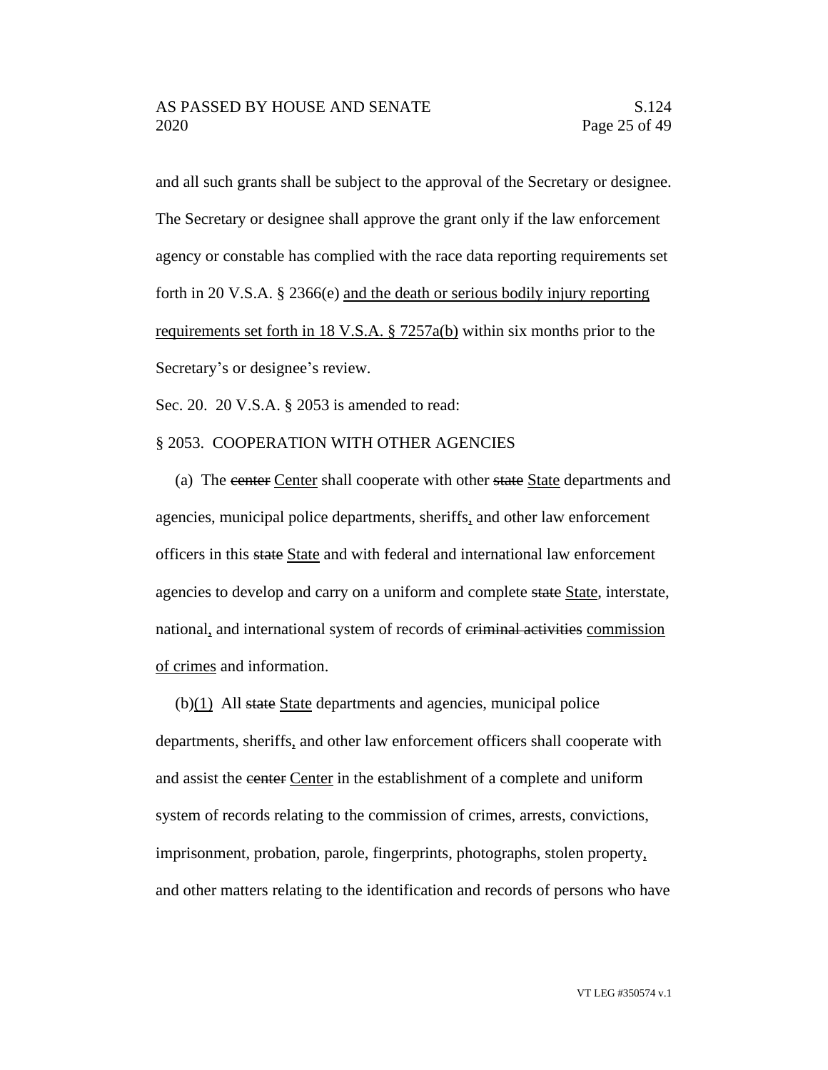and all such grants shall be subject to the approval of the Secretary or designee. The Secretary or designee shall approve the grant only if the law enforcement agency or constable has complied with the race data reporting requirements set forth in 20 V.S.A. § 2366(e) <u>and the death or serious bodily injury reporting requirements set forth in 18 V.S.A. § 7257a(b)</u> within six months prior to the Secretary's or designee's review.

Sec. 20. 20 V.S.A. § 2053 is amended to read:

§ 2053. COOPERATION WITH OTHER AGENCIES

(a) The ~~center~~ <u>Center</u> shall cooperate with other ~~state~~ <u>State</u> departments and agencies, municipal police departments, sheriffs<u>,</u> and other law enforcement officers in this ~~state~~ <u>State</u> and with federal and international law enforcement agencies to develop and carry on a uniform and complete ~~state~~ <u>State</u>, interstate, national<u>,</u> and international system of records of ~~criminal activities~~ <u>commission of crimes</u> and information.

(b)<u>(1)</u> All ~~state~~ <u>State</u> departments and agencies, municipal police departments, sheriffs<u>,</u> and other law enforcement officers shall cooperate with and assist the ~~center~~ <u>Center</u> in the establishment of a complete and uniform system of records relating to the commission of crimes, arrests, convictions, imprisonment, probation, parole, fingerprints, photographs, stolen property<u>,</u> and other matters relating to the identification and records of persons who have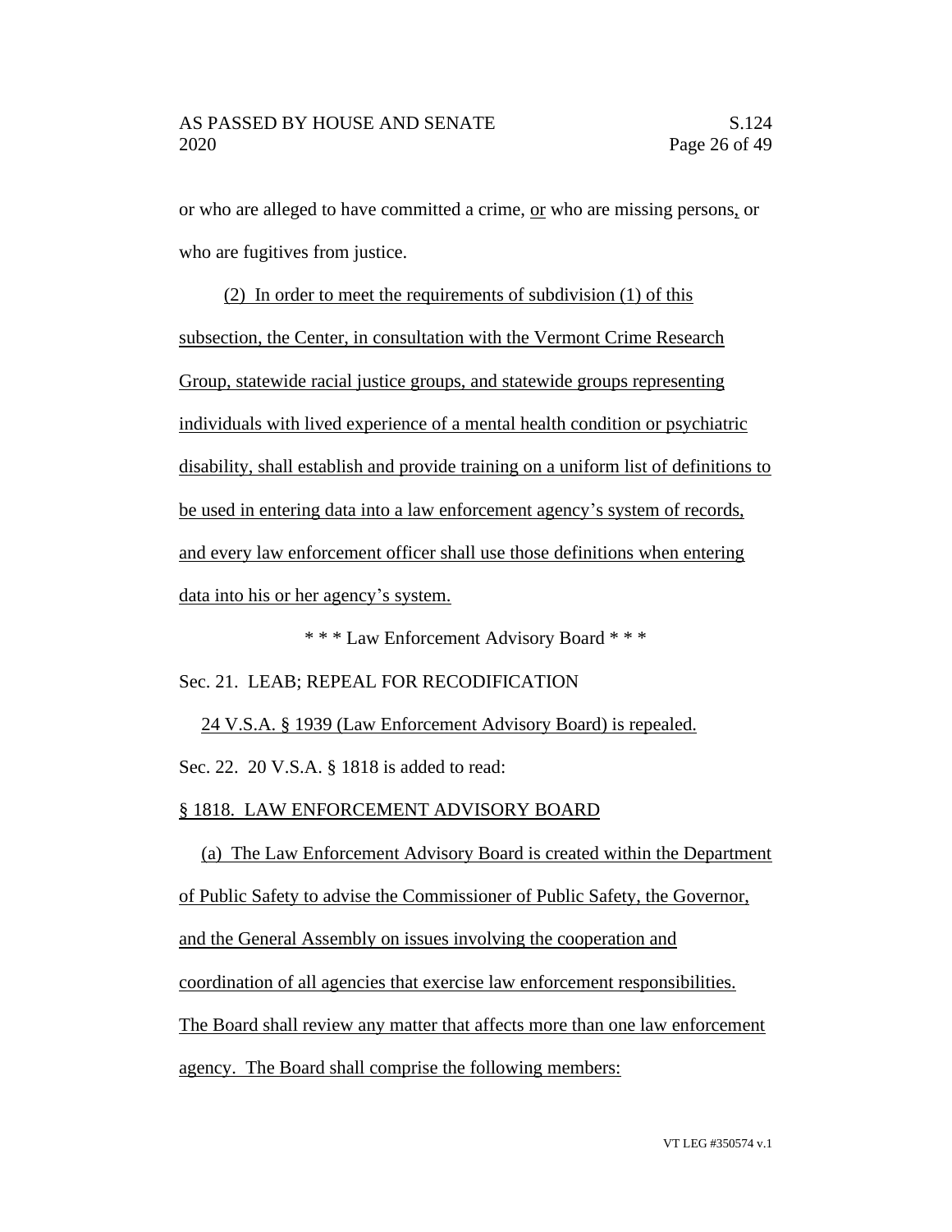or who are alleged to have committed a crime, or who are missing persons, or who are fugitives from justice.

(2) In order to meet the requirements of subdivision (1) of this subsection, the Center, in consultation with the Vermont Crime Research Group, statewide racial justice groups, and statewide groups representing individuals with lived experience of a mental health condition or psychiatric disability, shall establish and provide training on a uniform list of definitions to be used in entering data into a law enforcement agency's system of records, and every law enforcement officer shall use those definitions when entering data into his or her agency's system.

\* \* \* Law Enforcement Advisory Board \* \* \*

Sec. 21. LEAB; REPEAL FOR RECODIFICATION

24 V.S.A. § 1939 (Law Enforcement Advisory Board) is repealed.

Sec. 22. 20 V.S.A. § 1818 is added to read:

§ 1818. LAW ENFORCEMENT ADVISORY BOARD

(a) The Law Enforcement Advisory Board is created within the Department of Public Safety to advise the Commissioner of Public Safety, the Governor, and the General Assembly on issues involving the cooperation and coordination of all agencies that exercise law enforcement responsibilities. The Board shall review any matter that affects more than one law enforcement agency. The Board shall comprise the following members: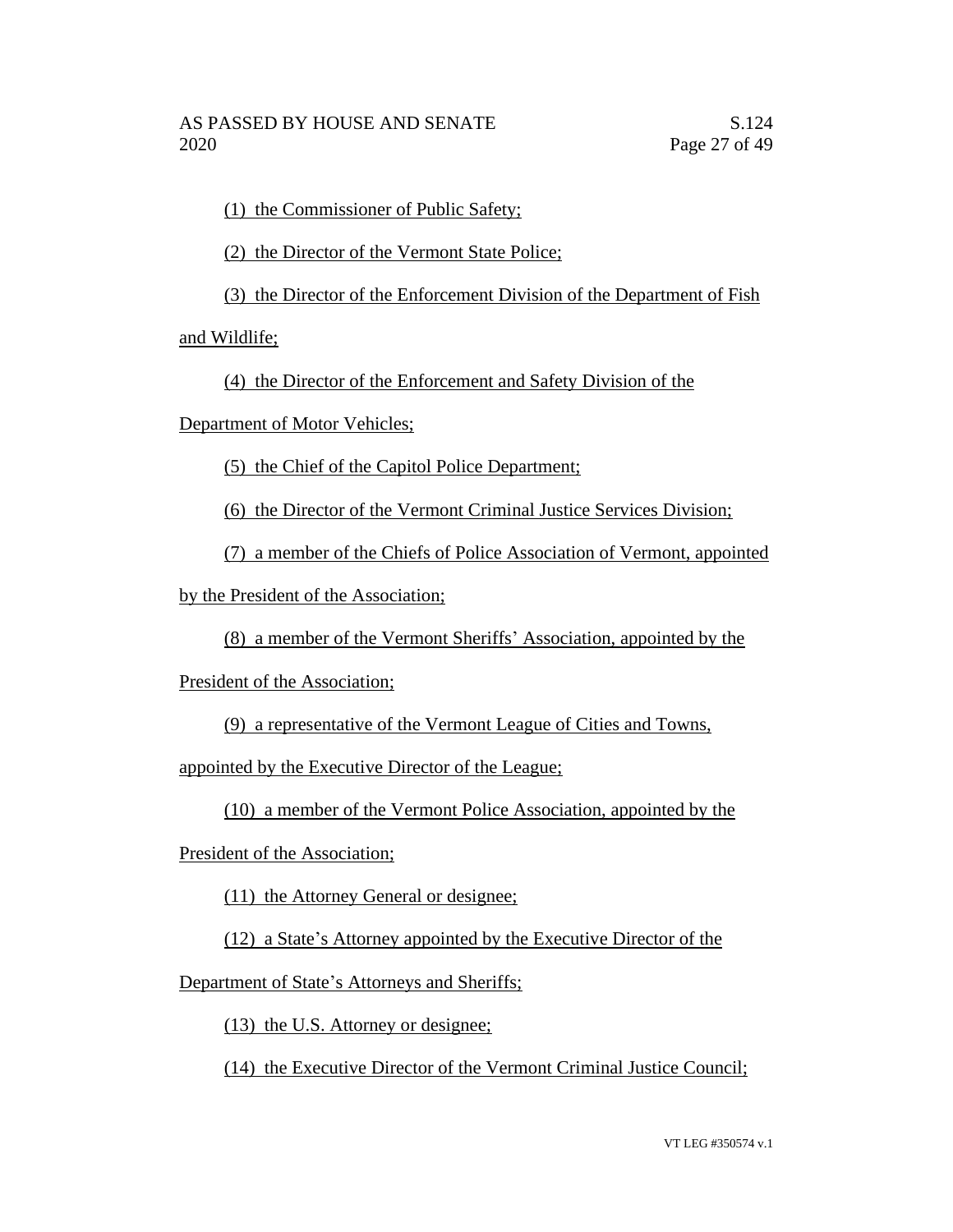(1) the Commissioner of Public Safety;

(2) the Director of the Vermont State Police;

(3) the Director of the Enforcement Division of the Department of Fish and Wildlife;

(4) the Director of the Enforcement and Safety Division of the Department of Motor Vehicles;

(5) the Chief of the Capitol Police Department;

(6) the Director of the Vermont Criminal Justice Services Division;

(7) a member of the Chiefs of Police Association of Vermont, appointed by the President of the Association;

(8) a member of the Vermont Sheriffs' Association, appointed by the President of the Association;

(9) a representative of the Vermont League of Cities and Towns, appointed by the Executive Director of the League;

(10) a member of the Vermont Police Association, appointed by the President of the Association;

(11) the Attorney General or designee;

(12) a State's Attorney appointed by the Executive Director of the Department of State's Attorneys and Sheriffs;

(13) the U.S. Attorney or designee;

(14) the Executive Director of the Vermont Criminal Justice Council;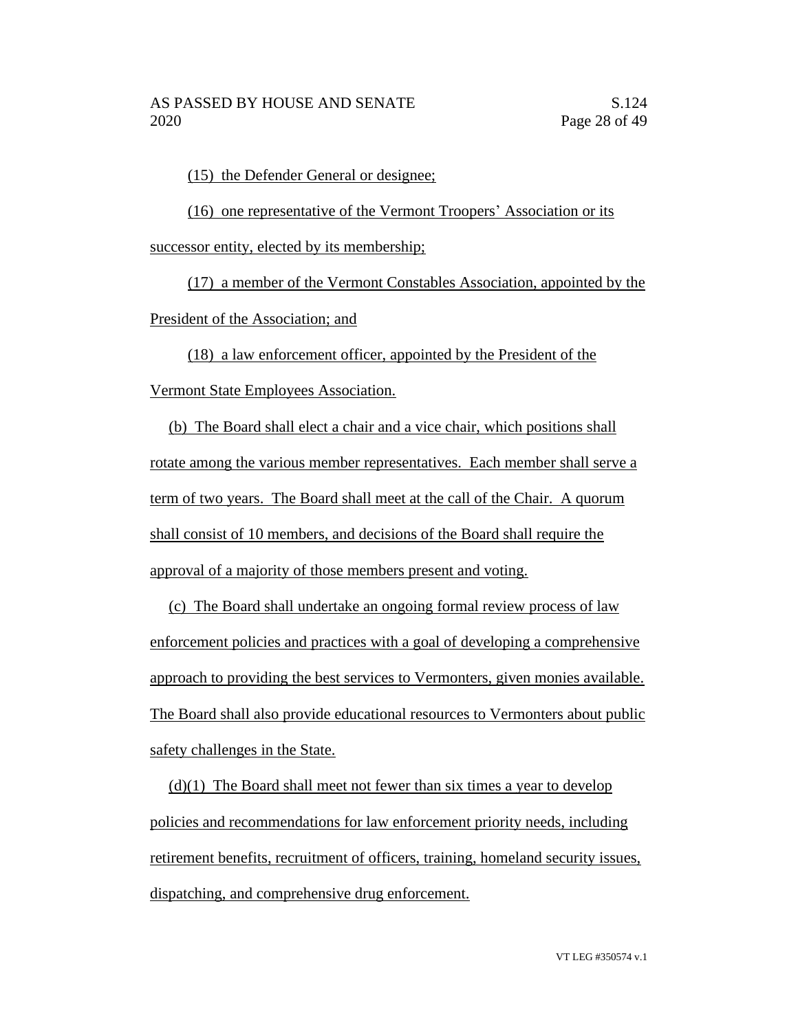(15) the Defender General or designee;

(16) one representative of the Vermont Troopers' Association or its successor entity, elected by its membership;

(17) a member of the Vermont Constables Association, appointed by the President of the Association; and

(18) a law enforcement officer, appointed by the President of the Vermont State Employees Association.

(b) The Board shall elect a chair and a vice chair, which positions shall rotate among the various member representatives. Each member shall serve a term of two years. The Board shall meet at the call of the Chair. A quorum shall consist of 10 members, and decisions of the Board shall require the approval of a majority of those members present and voting.

(c) The Board shall undertake an ongoing formal review process of law enforcement policies and practices with a goal of developing a comprehensive approach to providing the best services to Vermonters, given monies available. The Board shall also provide educational resources to Vermonters about public safety challenges in the State.

(d)(1) The Board shall meet not fewer than six times a year to develop policies and recommendations for law enforcement priority needs, including retirement benefits, recruitment of officers, training, homeland security issues, dispatching, and comprehensive drug enforcement.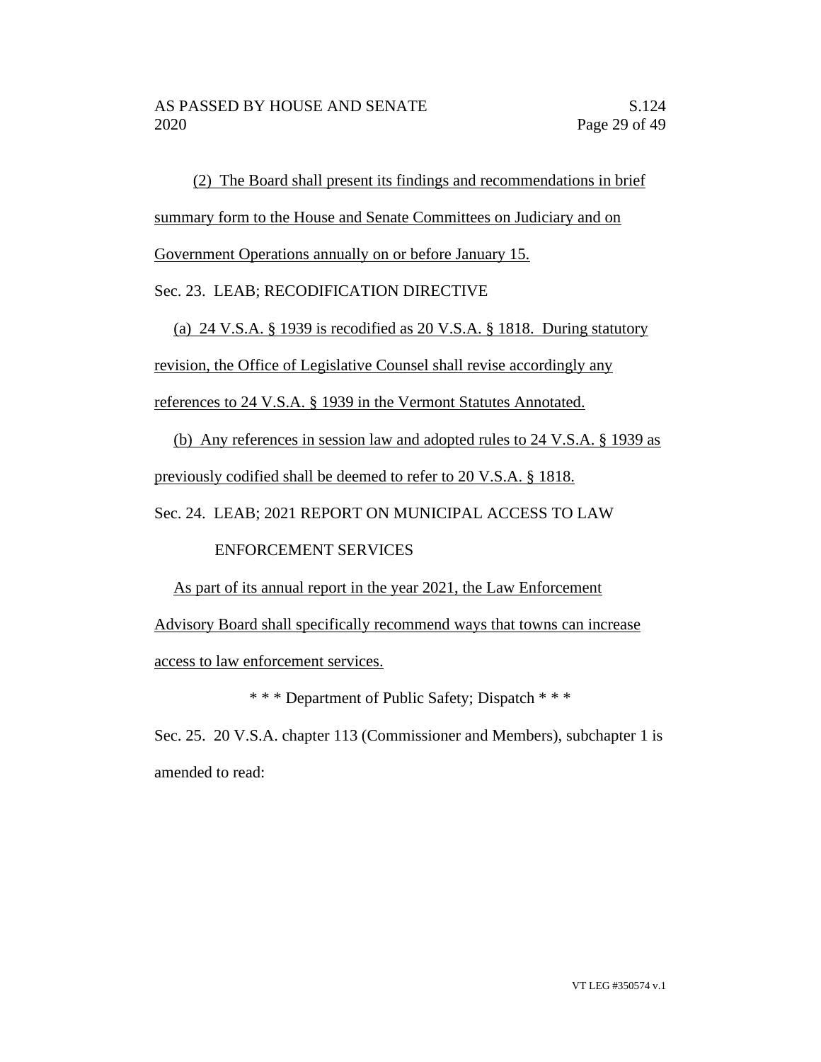(2) The Board shall present its findings and recommendations in brief summary form to the House and Senate Committees on Judiciary and on Government Operations annually on or before January 15.

Sec. 23. LEAB; RECODIFICATION DIRECTIVE

(a) 24 V.S.A. § 1939 is recodified as 20 V.S.A. § 1818. During statutory revision, the Office of Legislative Counsel shall revise accordingly any references to 24 V.S.A. § 1939 in the Vermont Statutes Annotated.

(b) Any references in session law and adopted rules to 24 V.S.A. § 1939 as previously codified shall be deemed to refer to 20 V.S.A. § 1818.

Sec. 24. LEAB; 2021 REPORT ON MUNICIPAL ACCESS TO LAW ENFORCEMENT SERVICES

As part of its annual report in the year 2021, the Law Enforcement Advisory Board shall specifically recommend ways that towns can increase access to law enforcement services.

\* \* \* Department of Public Safety; Dispatch \* \* \*

Sec. 25. 20 V.S.A. chapter 113 (Commissioner and Members), subchapter 1 is amended to read: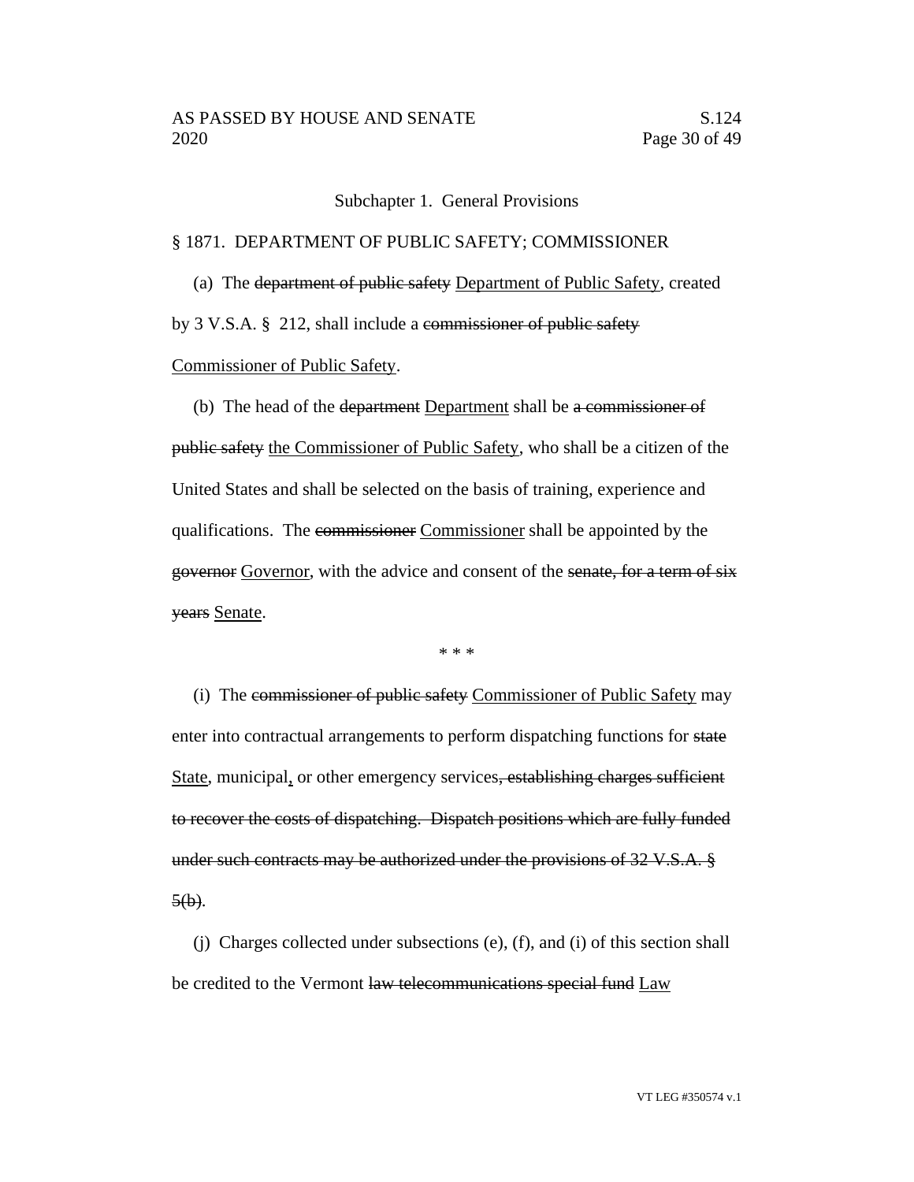Subchapter 1. General Provisions

§ 1871. DEPARTMENT OF PUBLIC SAFETY; COMMISSIONER

(a) The ~~department of public safety~~ <u>Department of Public Safety</u>, created by 3 V.S.A. § 212, shall include a ~~commissioner of public safety~~ <u>Commissioner of Public Safety</u>.

(b) The head of the ~~department~~ <u>Department</u> shall be ~~a commissioner of public safety~~ <u>the Commissioner of Public Safety</u>, who shall be a citizen of the United States and shall be selected on the basis of training, experience and qualifications. The ~~commissioner~~ <u>Commissioner</u> shall be appointed by the ~~governor~~ <u>Governor</u>, with the advice and consent of the ~~senate, for a term of six years~~ <u>Senate</u>.

\* \* \*

(i) The ~~commissioner of public safety~~ <u>Commissioner of Public Safety</u> may enter into contractual arrangements to perform dispatching functions for ~~state~~ <u>State</u>, municipal<u>,</u> or other emergency services~~, establishing charges sufficient to recover the costs of dispatching. Dispatch positions which are fully funded under such contracts may be authorized under the provisions of 32 V.S.A. § 5(b)~~.

(j) Charges collected under subsections (e), (f), and (i) of this section shall be credited to the Vermont ~~law telecommunications special fund~~ <u>Law</u>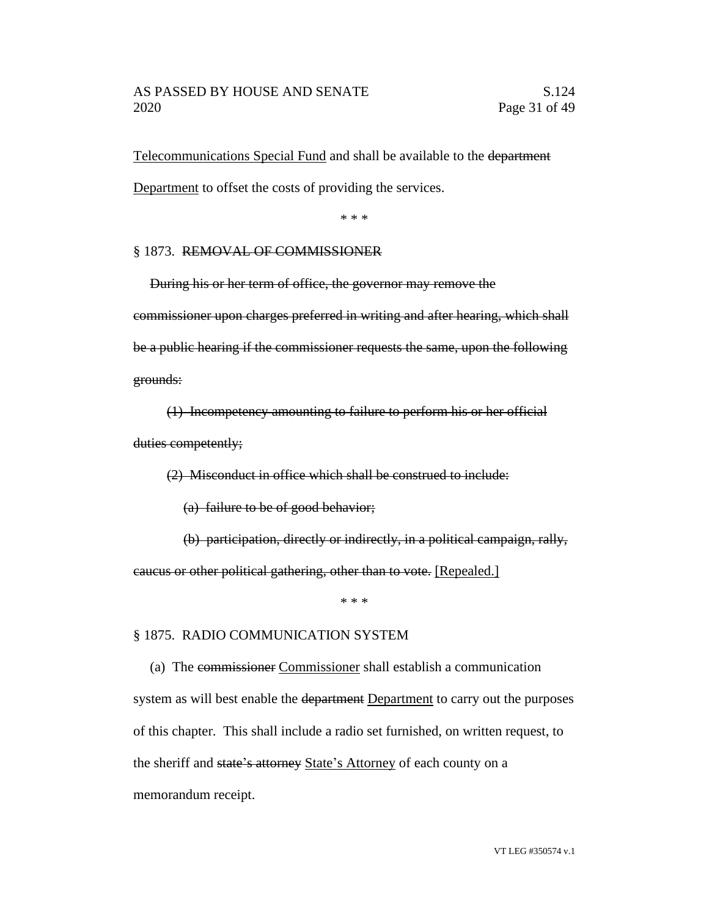Telecommunications Special Fund and shall be available to the ~~department~~ Department to offset the costs of providing the services.

\* \* \*

§ 1873. ~~REMOVAL OF COMMISSIONER~~

~~During his or her term of office, the governor may remove the commissioner upon charges preferred in writing and after hearing, which shall be a public hearing if the commissioner requests the same, upon the following grounds:~~

~~(1) Incompetency amounting to failure to perform his or her official duties competently;~~

~~(2) Misconduct in office which shall be construed to include:~~

~~(a) failure to be of good behavior;~~

~~(b) participation, directly or indirectly, in a political campaign, rally, caucus or other political gathering, other than to vote.~~ [Repealed.]

\* \* \*

§ 1875. RADIO COMMUNICATION SYSTEM

(a) The ~~commissioner~~ Commissioner shall establish a communication system as will best enable the ~~department~~ Department to carry out the purposes of this chapter. This shall include a radio set furnished, on written request, to the sheriff and ~~state's attorney~~ State's Attorney of each county on a memorandum receipt.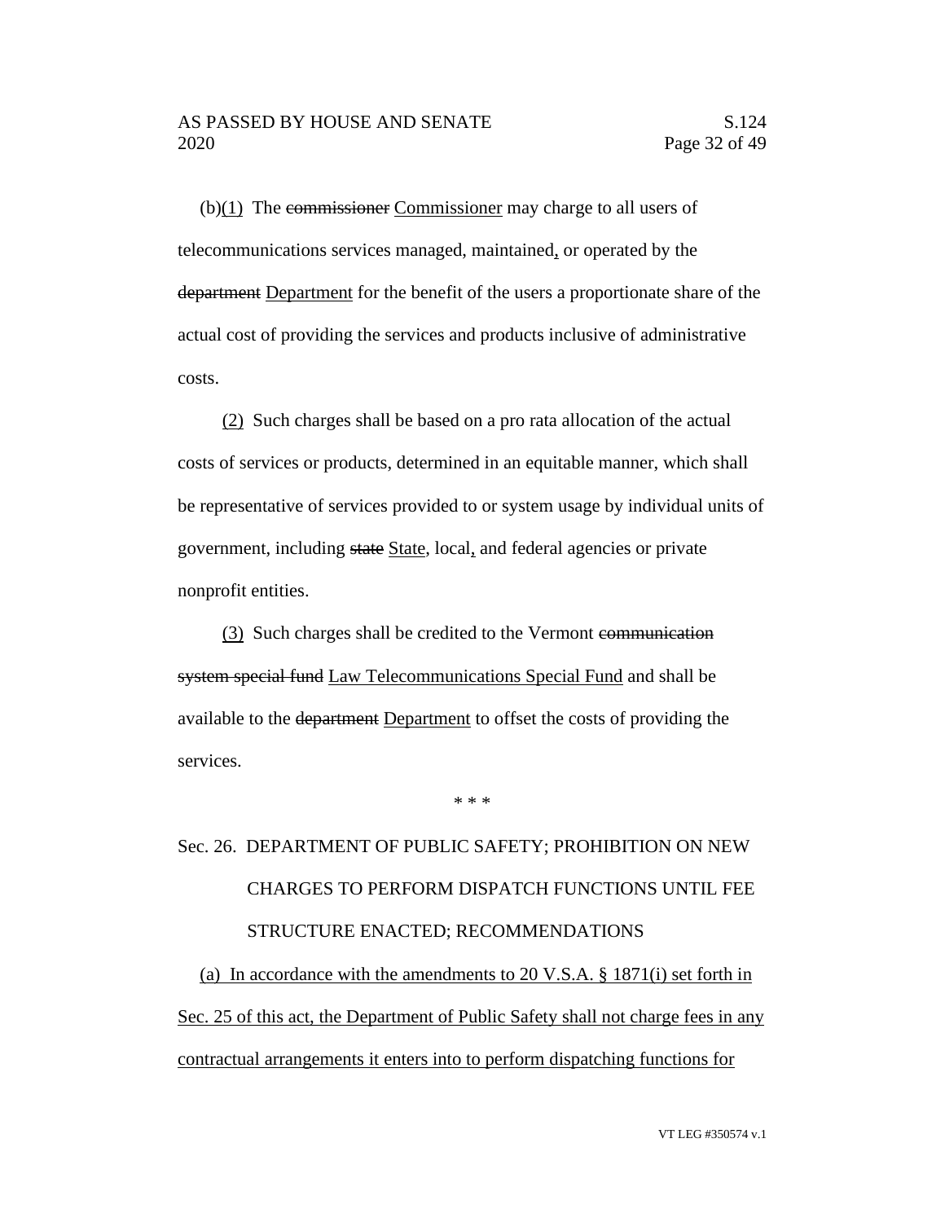(b)(1) The ~~commissioner~~ Commissioner may charge to all users of telecommunications services managed, maintained, or operated by the ~~department~~ Department for the benefit of the users a proportionate share of the actual cost of providing the services and products inclusive of administrative costs.

(2) Such charges shall be based on a pro rata allocation of the actual costs of services or products, determined in an equitable manner, which shall be representative of services provided to or system usage by individual units of government, including ~~state~~ State, local, and federal agencies or private nonprofit entities.

(3) Such charges shall be credited to the Vermont ~~communication system special fund~~ Law Telecommunications Special Fund and shall be available to the ~~department~~ Department to offset the costs of providing the services.

\* \* \*

Sec. 26. DEPARTMENT OF PUBLIC SAFETY; PROHIBITION ON NEW CHARGES TO PERFORM DISPATCH FUNCTIONS UNTIL FEE STRUCTURE ENACTED; RECOMMENDATIONS

(a) In accordance with the amendments to 20 V.S.A. § 1871(i) set forth in Sec. 25 of this act, the Department of Public Safety shall not charge fees in any contractual arrangements it enters into to perform dispatching functions for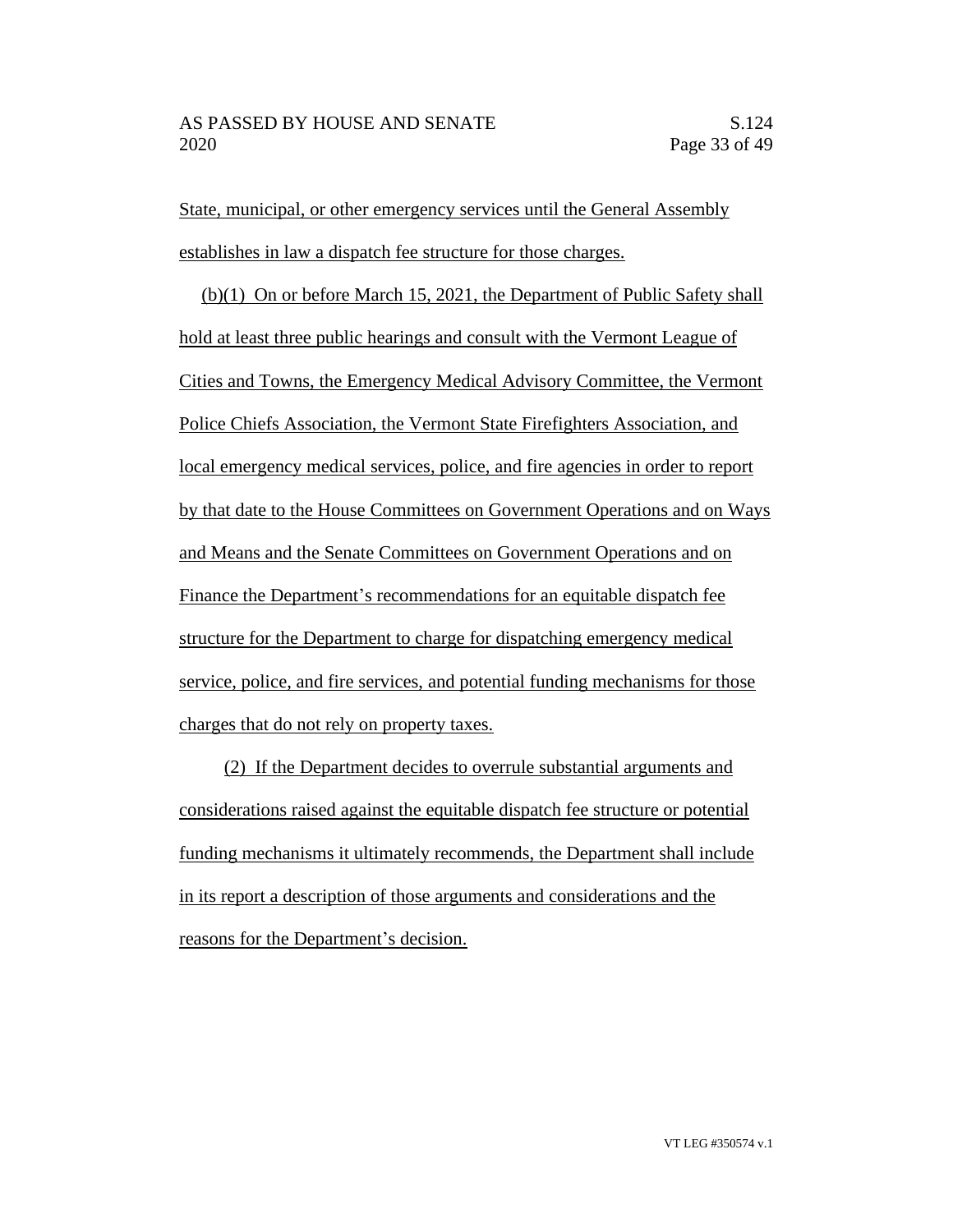State, municipal, or other emergency services until the General Assembly establishes in law a dispatch fee structure for those charges.

(b)(1) On or before March 15, 2021, the Department of Public Safety shall hold at least three public hearings and consult with the Vermont League of Cities and Towns, the Emergency Medical Advisory Committee, the Vermont Police Chiefs Association, the Vermont State Firefighters Association, and local emergency medical services, police, and fire agencies in order to report by that date to the House Committees on Government Operations and on Ways and Means and the Senate Committees on Government Operations and on Finance the Department's recommendations for an equitable dispatch fee structure for the Department to charge for dispatching emergency medical service, police, and fire services, and potential funding mechanisms for those charges that do not rely on property taxes.

(2) If the Department decides to overrule substantial arguments and considerations raised against the equitable dispatch fee structure or potential funding mechanisms it ultimately recommends, the Department shall include in its report a description of those arguments and considerations and the reasons for the Department's decision.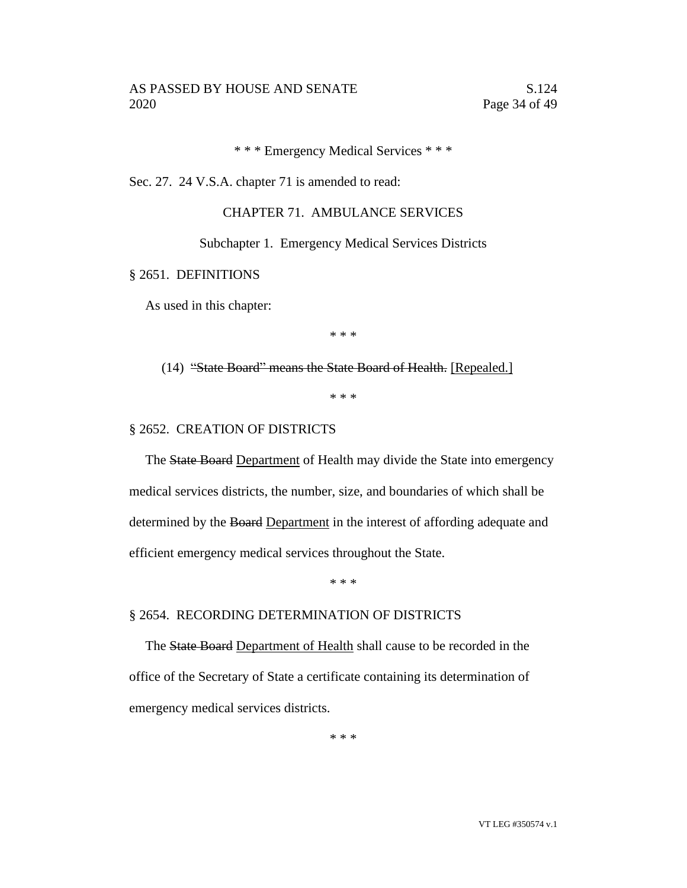\* \* \* Emergency Medical Services \* \* \*

Sec. 27. 24 V.S.A. chapter 71 is amended to read:

CHAPTER 71. AMBULANCE SERVICES

Subchapter 1. Emergency Medical Services Districts

§ 2651. DEFINITIONS

As used in this chapter:

\* \* \*

(14) ~~"State Board" means the State Board of Health.~~ [Repealed.]

\* \* \*

§ 2652. CREATION OF DISTRICTS

The ~~State Board~~ Department of Health may divide the State into emergency medical services districts, the number, size, and boundaries of which shall be determined by the ~~Board~~ Department in the interest of affording adequate and efficient emergency medical services throughout the State.

\* \* \*

§ 2654. RECORDING DETERMINATION OF DISTRICTS

The ~~State Board~~ Department of Health shall cause to be recorded in the office of the Secretary of State a certificate containing its determination of emergency medical services districts.

\* \* \*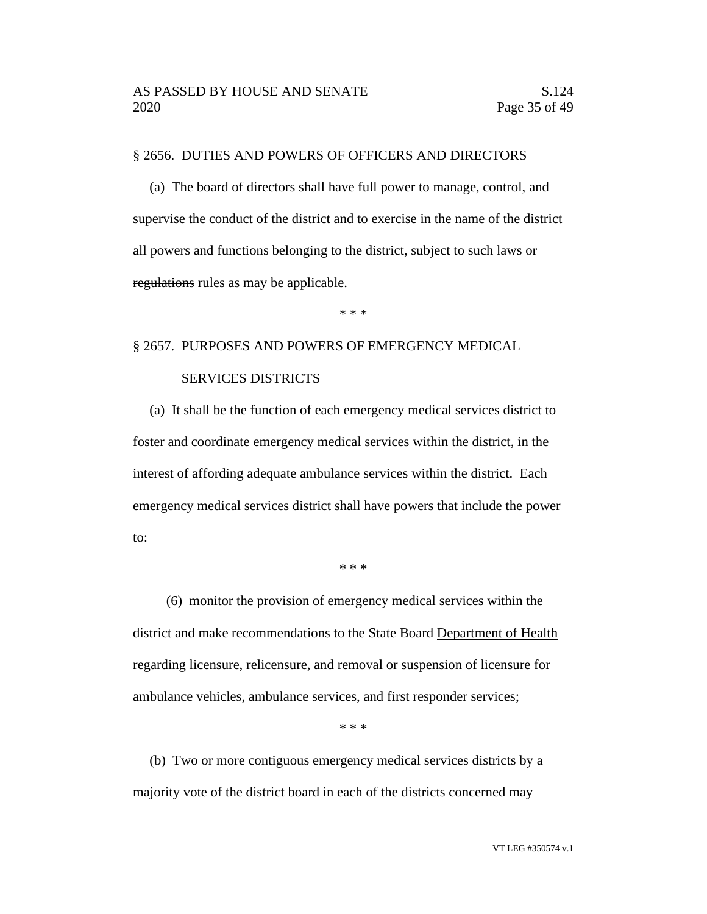§ 2656. DUTIES AND POWERS OF OFFICERS AND DIRECTORS

(a) The board of directors shall have full power to manage, control, and supervise the conduct of the district and to exercise in the name of the district all powers and functions belonging to the district, subject to such laws or ~~regulations~~ <u>rules</u> as may be applicable.

\* \* \*

§ 2657. PURPOSES AND POWERS OF EMERGENCY MEDICAL SERVICES DISTRICTS

(a) It shall be the function of each emergency medical services district to foster and coordinate emergency medical services within the district, in the interest of affording adequate ambulance services within the district. Each emergency medical services district shall have powers that include the power to:

\* \* \*

(6) monitor the provision of emergency medical services within the district and make recommendations to the ~~State Board~~ <u>Department of Health</u> regarding licensure, relicensure, and removal or suspension of licensure for ambulance vehicles, ambulance services, and first responder services;

\* \* \*

(b) Two or more contiguous emergency medical services districts by a majority vote of the district board in each of the districts concerned may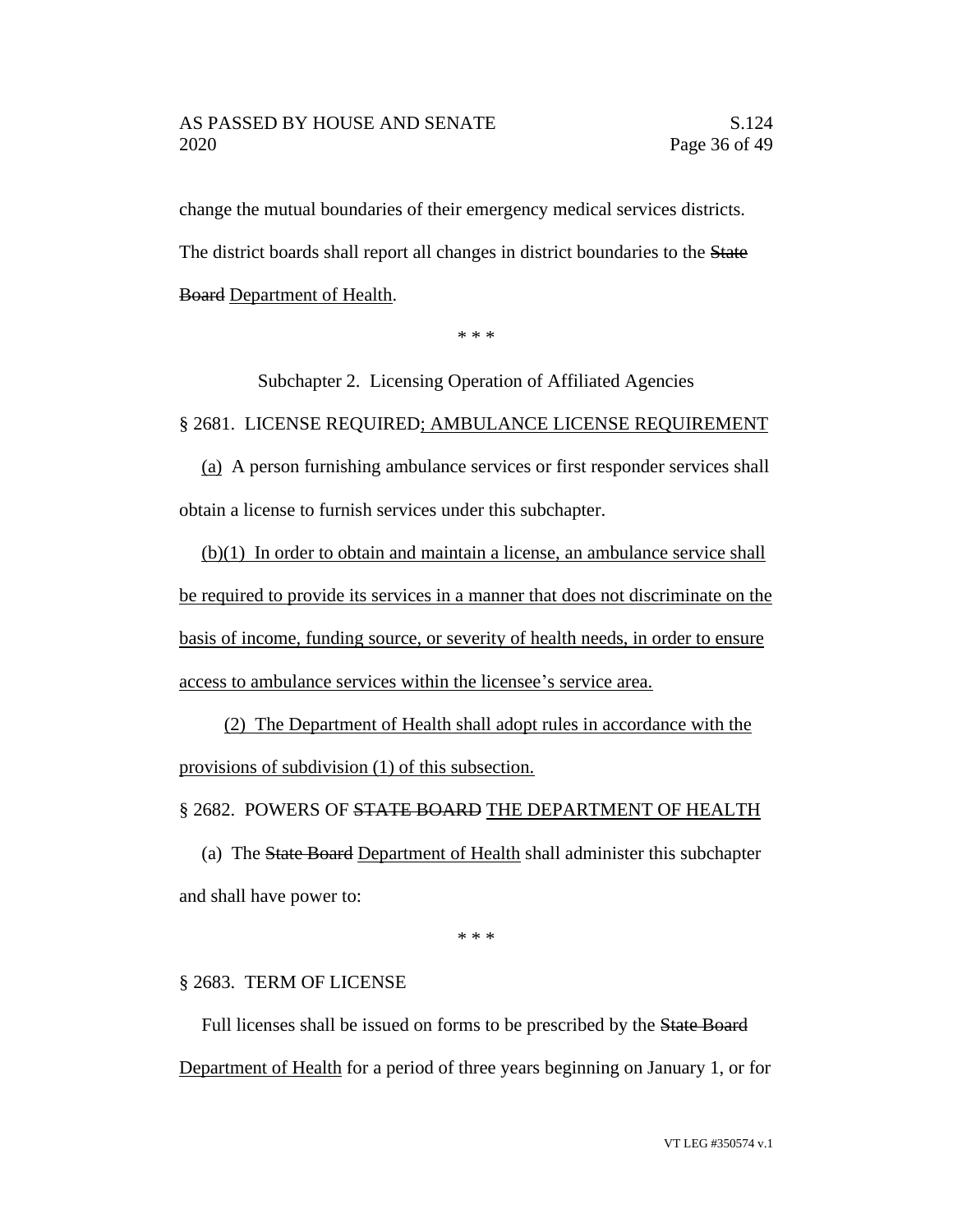change the mutual boundaries of their emergency medical services districts. The district boards shall report all changes in district boundaries to the ~~State Board~~ Department of Health.

\* \* \*

Subchapter 2. Licensing Operation of Affiliated Agencies

§ 2681. LICENSE REQUIRED; AMBULANCE LICENSE REQUIREMENT

(a) A person furnishing ambulance services or first responder services shall obtain a license to furnish services under this subchapter.

(b)(1) In order to obtain and maintain a license, an ambulance service shall be required to provide its services in a manner that does not discriminate on the basis of income, funding source, or severity of health needs, in order to ensure access to ambulance services within the licensee's service area.

(2) The Department of Health shall adopt rules in accordance with the provisions of subdivision (1) of this subsection.

§ 2682. POWERS OF ~~STATE BOARD~~ THE DEPARTMENT OF HEALTH

(a) The ~~State Board~~ Department of Health shall administer this subchapter and shall have power to:

\* \* \*

§ 2683. TERM OF LICENSE

Full licenses shall be issued on forms to be prescribed by the ~~State Board~~ Department of Health for a period of three years beginning on January 1, or for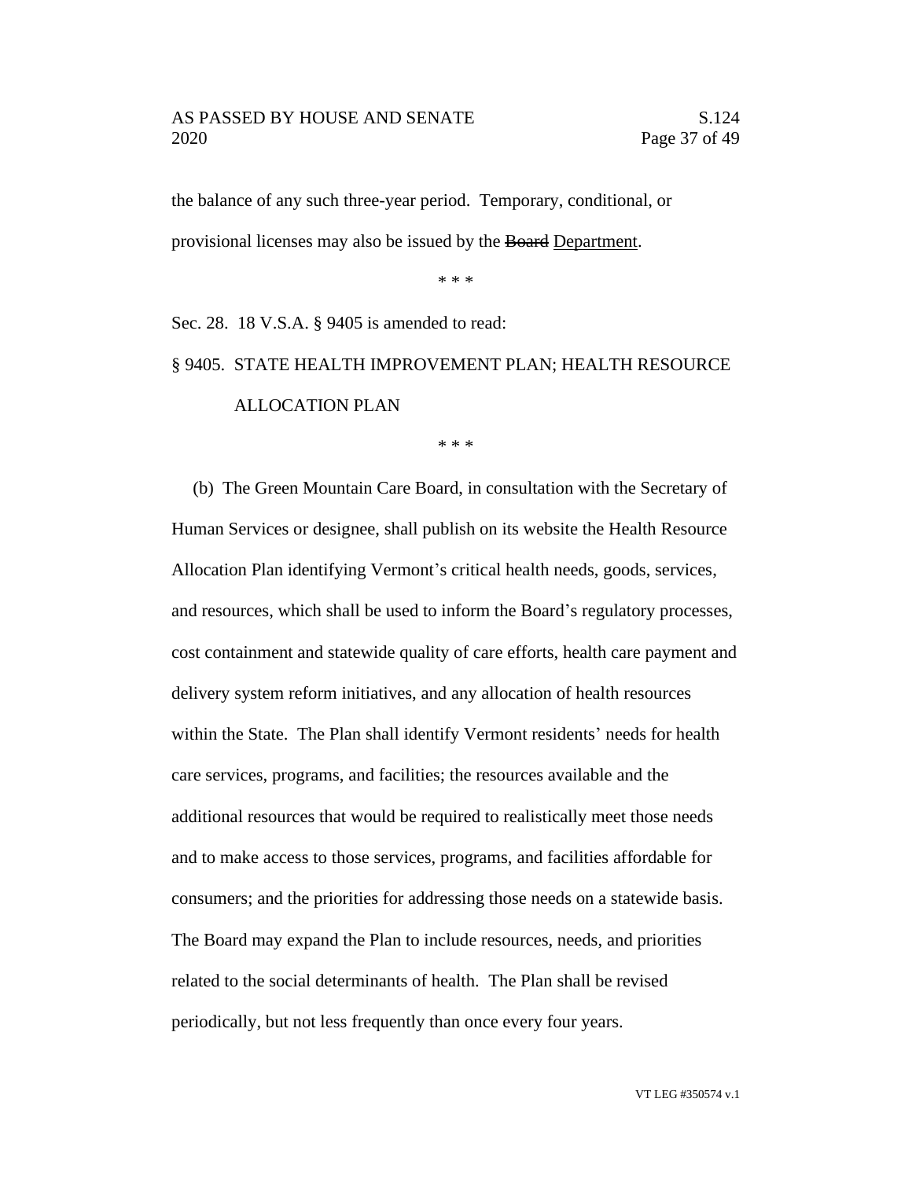the balance of any such three-year period. Temporary, conditional, or provisional licenses may also be issued by the ~~Board~~ Department.

\* \* \*

Sec. 28. 18 V.S.A. § 9405 is amended to read:

§ 9405. STATE HEALTH IMPROVEMENT PLAN; HEALTH RESOURCE ALLOCATION PLAN

\* \* \*

(b) The Green Mountain Care Board, in consultation with the Secretary of Human Services or designee, shall publish on its website the Health Resource Allocation Plan identifying Vermont's critical health needs, goods, services, and resources, which shall be used to inform the Board's regulatory processes, cost containment and statewide quality of care efforts, health care payment and delivery system reform initiatives, and any allocation of health resources within the State. The Plan shall identify Vermont residents' needs for health care services, programs, and facilities; the resources available and the additional resources that would be required to realistically meet those needs and to make access to those services, programs, and facilities affordable for consumers; and the priorities for addressing those needs on a statewide basis. The Board may expand the Plan to include resources, needs, and priorities related to the social determinants of health. The Plan shall be revised periodically, but not less frequently than once every four years.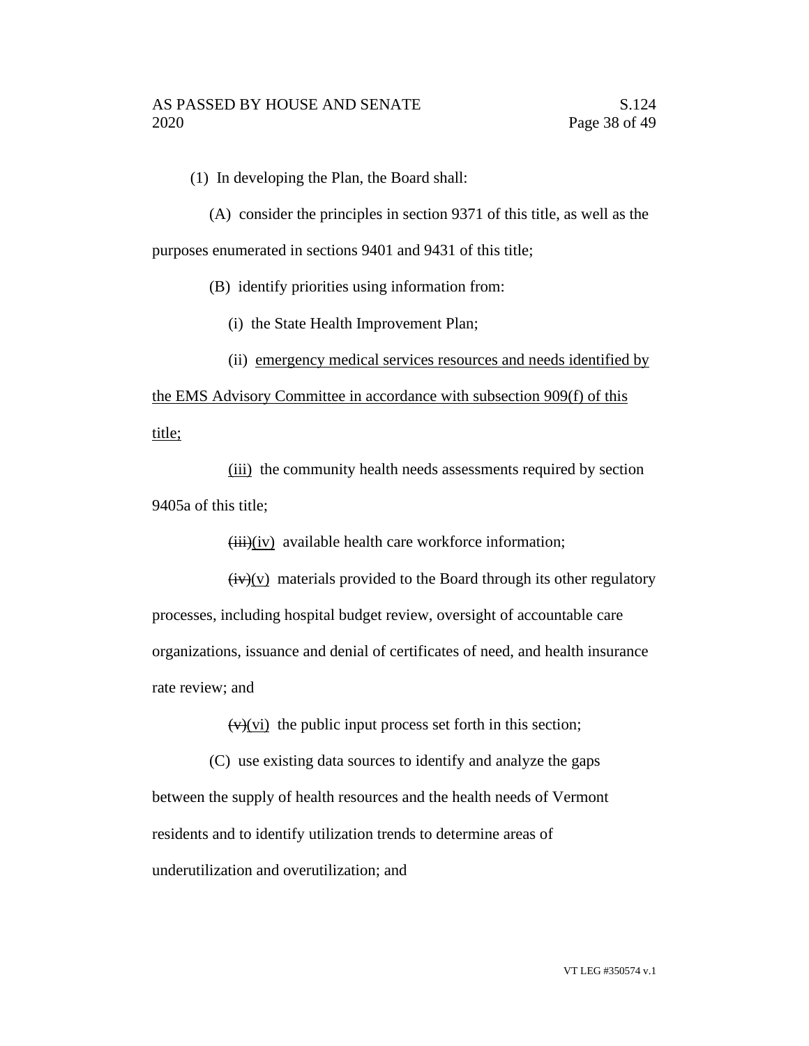(1) In developing the Plan, the Board shall:

(A) consider the principles in section 9371 of this title, as well as the purposes enumerated in sections 9401 and 9431 of this title;

(B) identify priorities using information from:

(i) the State Health Improvement Plan;

(ii) <u>emergency medical services resources and needs identified by the EMS Advisory Committee in accordance with subsection 909(f) of this title;</u>

<u>(iii)</u> the community health needs assessments required by section 9405a of this title;

~~(iii)~~<u>(iv)</u> available health care workforce information;

~~(iv)~~<u>(v)</u> materials provided to the Board through its other regulatory processes, including hospital budget review, oversight of accountable care organizations, issuance and denial of certificates of need, and health insurance rate review; and

~~(v)~~<u>(vi)</u> the public input process set forth in this section;

(C) use existing data sources to identify and analyze the gaps between the supply of health resources and the health needs of Vermont residents and to identify utilization trends to determine areas of underutilization and overutilization; and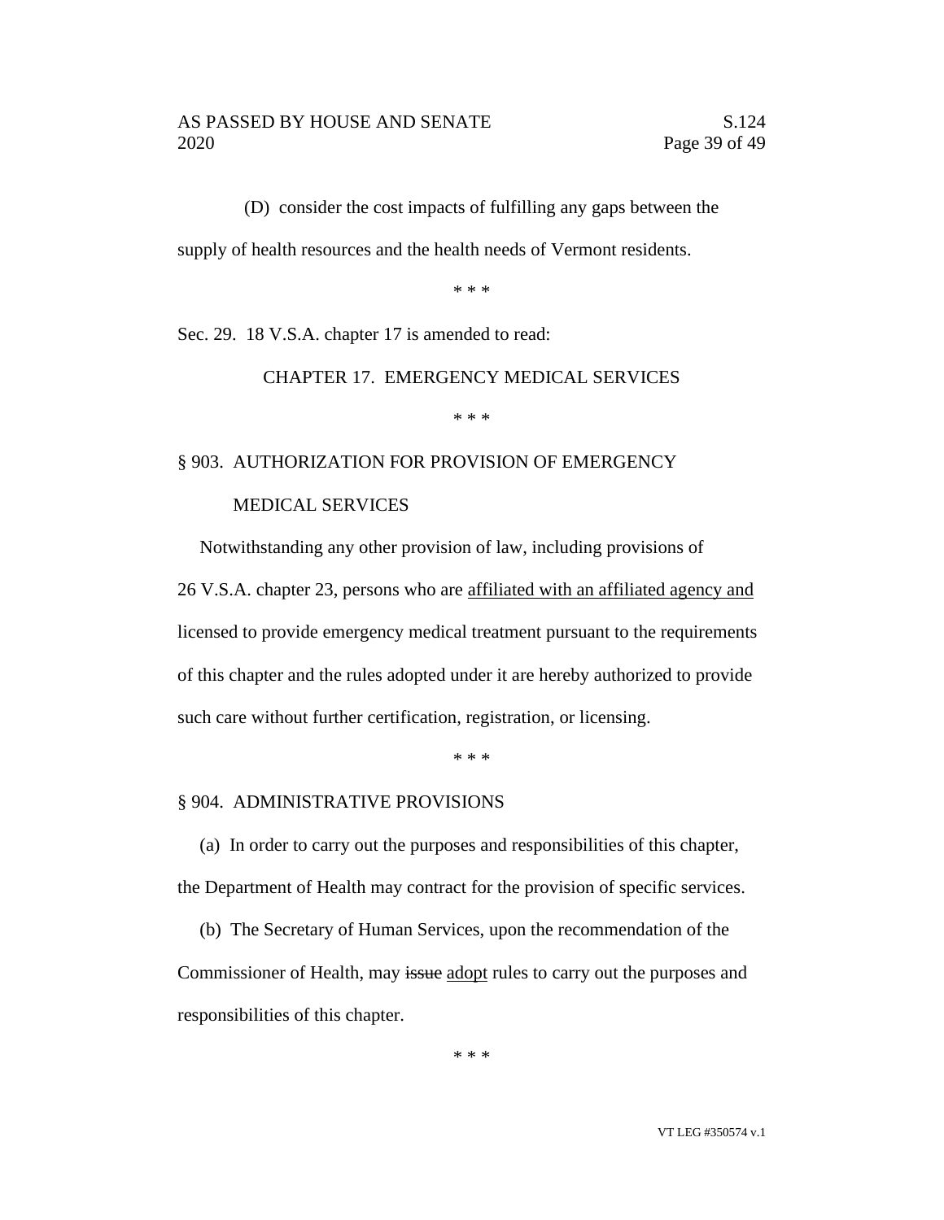(D) consider the cost impacts of fulfilling any gaps between the supply of health resources and the health needs of Vermont residents.

\* \* \*

Sec. 29. 18 V.S.A. chapter 17 is amended to read:

CHAPTER 17. EMERGENCY MEDICAL SERVICES

\* \* \*

§ 903. AUTHORIZATION FOR PROVISION OF EMERGENCY MEDICAL SERVICES

Notwithstanding any other provision of law, including provisions of 26 V.S.A. chapter 23, persons who are <u>affiliated with an affiliated agency and</u> licensed to provide emergency medical treatment pursuant to the requirements of this chapter and the rules adopted under it are hereby authorized to provide such care without further certification, registration, or licensing.

\* \* \*

§ 904. ADMINISTRATIVE PROVISIONS

(a) In order to carry out the purposes and responsibilities of this chapter, the Department of Health may contract for the provision of specific services.

(b) The Secretary of Human Services, upon the recommendation of the Commissioner of Health, may ~~issue~~ <u>adopt</u> rules to carry out the purposes and responsibilities of this chapter.

\* \* \*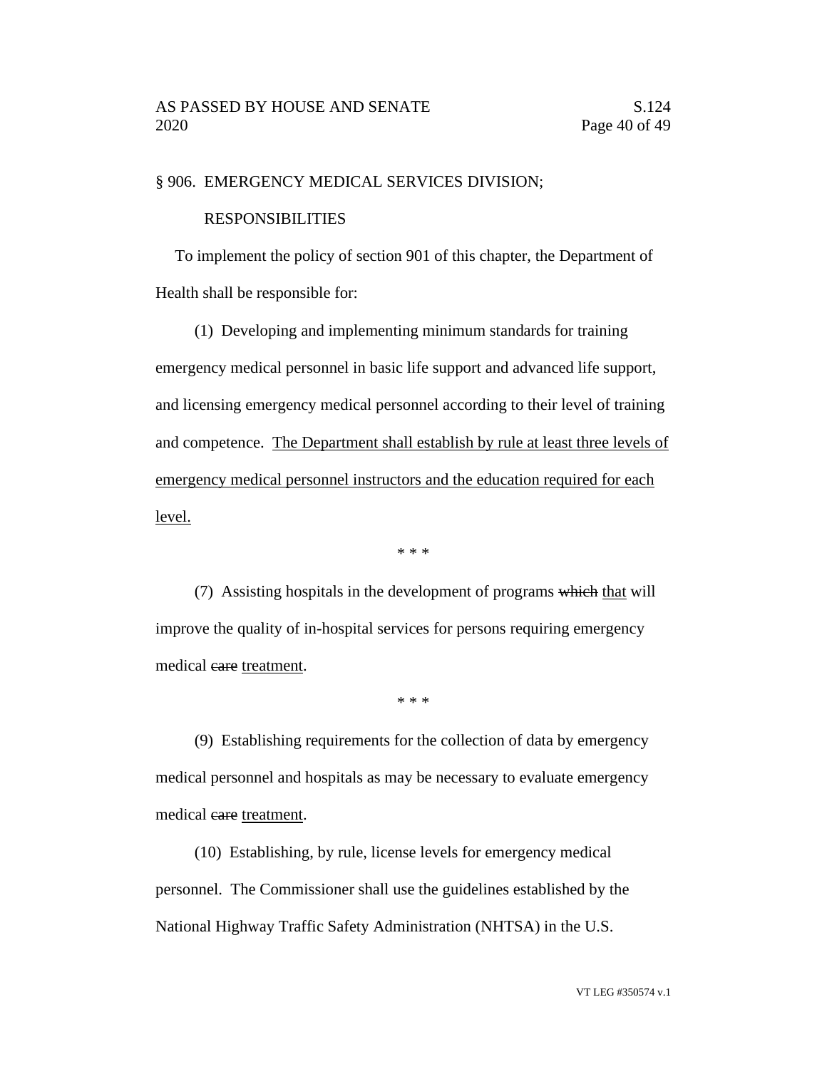§ 906. EMERGENCY MEDICAL SERVICES DIVISION; RESPONSIBILITIES

To implement the policy of section 901 of this chapter, the Department of Health shall be responsible for:

(1) Developing and implementing minimum standards for training emergency medical personnel in basic life support and advanced life support, and licensing emergency medical personnel according to their level of training and competence. <u>The Department shall establish by rule at least three levels of emergency medical personnel instructors and the education required for each level.</u>

\* \* \*

(7) Assisting hospitals in the development of programs ~~which~~ <u>that</u> will improve the quality of in-hospital services for persons requiring emergency medical ~~care~~ <u>treatment</u>.

\* \* \*

(9) Establishing requirements for the collection of data by emergency medical personnel and hospitals as may be necessary to evaluate emergency medical ~~care~~ <u>treatment</u>.

(10) Establishing, by rule, license levels for emergency medical personnel. The Commissioner shall use the guidelines established by the National Highway Traffic Safety Administration (NHTSA) in the U.S.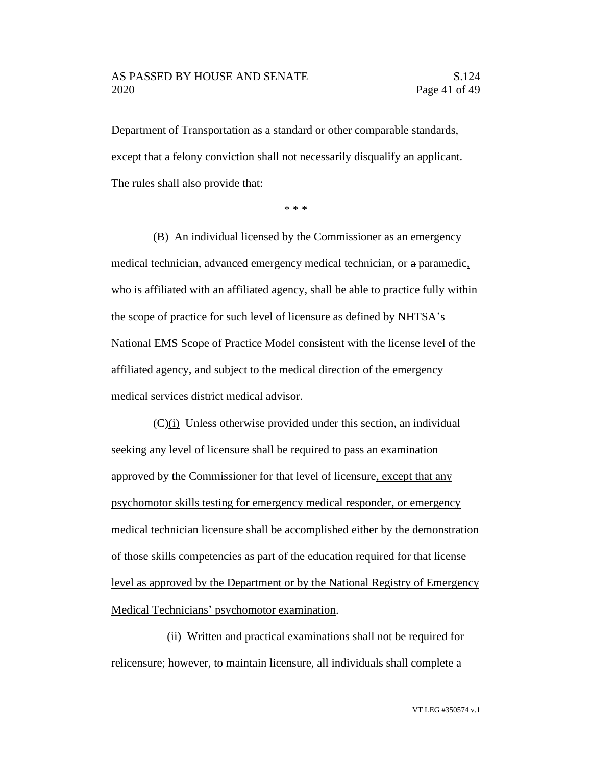Department of Transportation as a standard or other comparable standards, except that a felony conviction shall not necessarily disqualify an applicant. The rules shall also provide that:

\* \* \*

(B) An individual licensed by the Commissioner as an emergency medical technician, advanced emergency medical technician, or ~~a~~ paramedic, who is affiliated with an affiliated agency, shall be able to practice fully within the scope of practice for such level of licensure as defined by NHTSA's National EMS Scope of Practice Model consistent with the license level of the affiliated agency, and subject to the medical direction of the emergency medical services district medical advisor.

(C)(i) Unless otherwise provided under this section, an individual seeking any level of licensure shall be required to pass an examination approved by the Commissioner for that level of licensure, except that any psychomotor skills testing for emergency medical responder, or emergency medical technician licensure shall be accomplished either by the demonstration of those skills competencies as part of the education required for that license level as approved by the Department or by the National Registry of Emergency Medical Technicians' psychomotor examination.

(ii) Written and practical examinations shall not be required for relicensure; however, to maintain licensure, all individuals shall complete a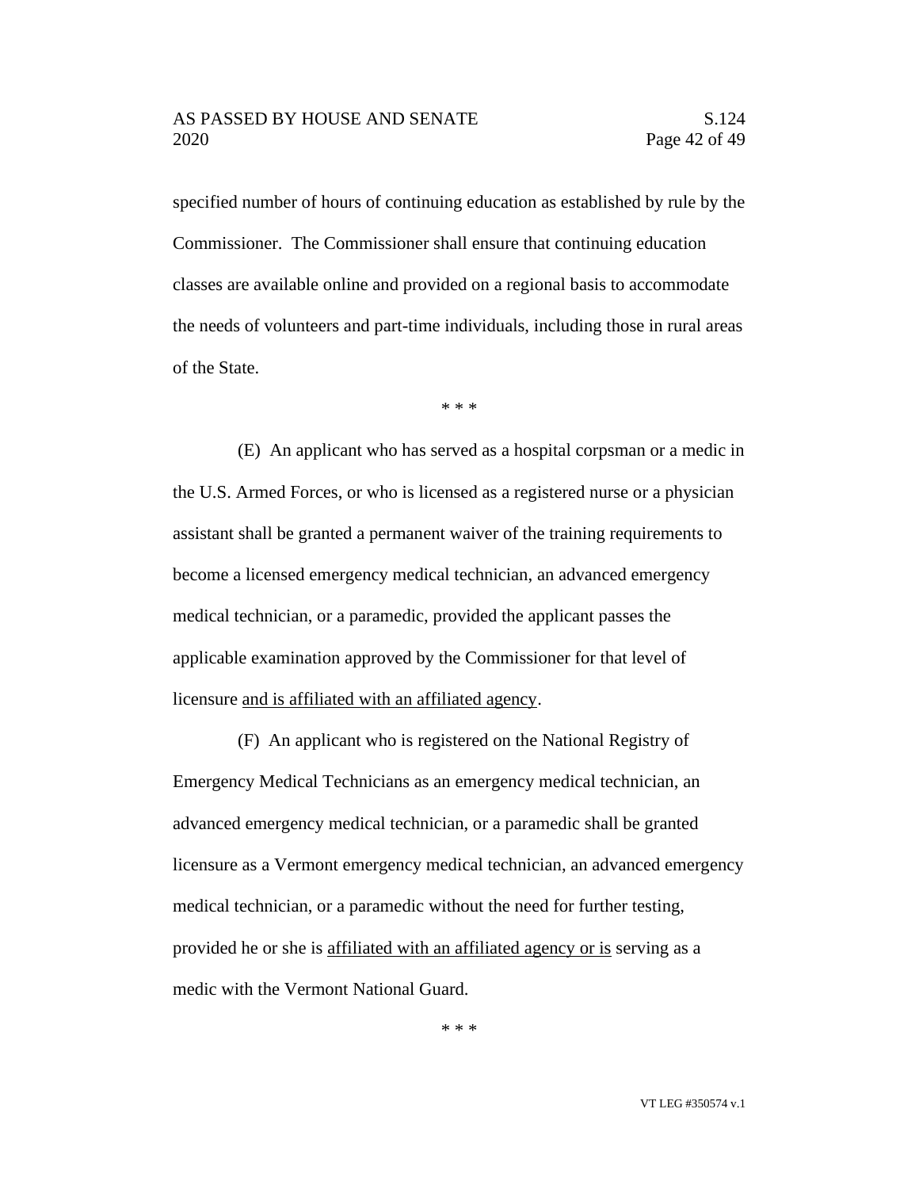specified number of hours of continuing education as established by rule by the Commissioner. The Commissioner shall ensure that continuing education classes are available online and provided on a regional basis to accommodate the needs of volunteers and part-time individuals, including those in rural areas of the State.

\* \* \*

(E) An applicant who has served as a hospital corpsman or a medic in the U.S. Armed Forces, or who is licensed as a registered nurse or a physician assistant shall be granted a permanent waiver of the training requirements to become a licensed emergency medical technician, an advanced emergency medical technician, or a paramedic, provided the applicant passes the applicable examination approved by the Commissioner for that level of licensure <u>and is affiliated with an affiliated agency</u>.

(F) An applicant who is registered on the National Registry of Emergency Medical Technicians as an emergency medical technician, an advanced emergency medical technician, or a paramedic shall be granted licensure as a Vermont emergency medical technician, an advanced emergency medical technician, or a paramedic without the need for further testing, provided he or she is <u>affiliated with an affiliated agency or is</u> serving as a medic with the Vermont National Guard.

\* \* \*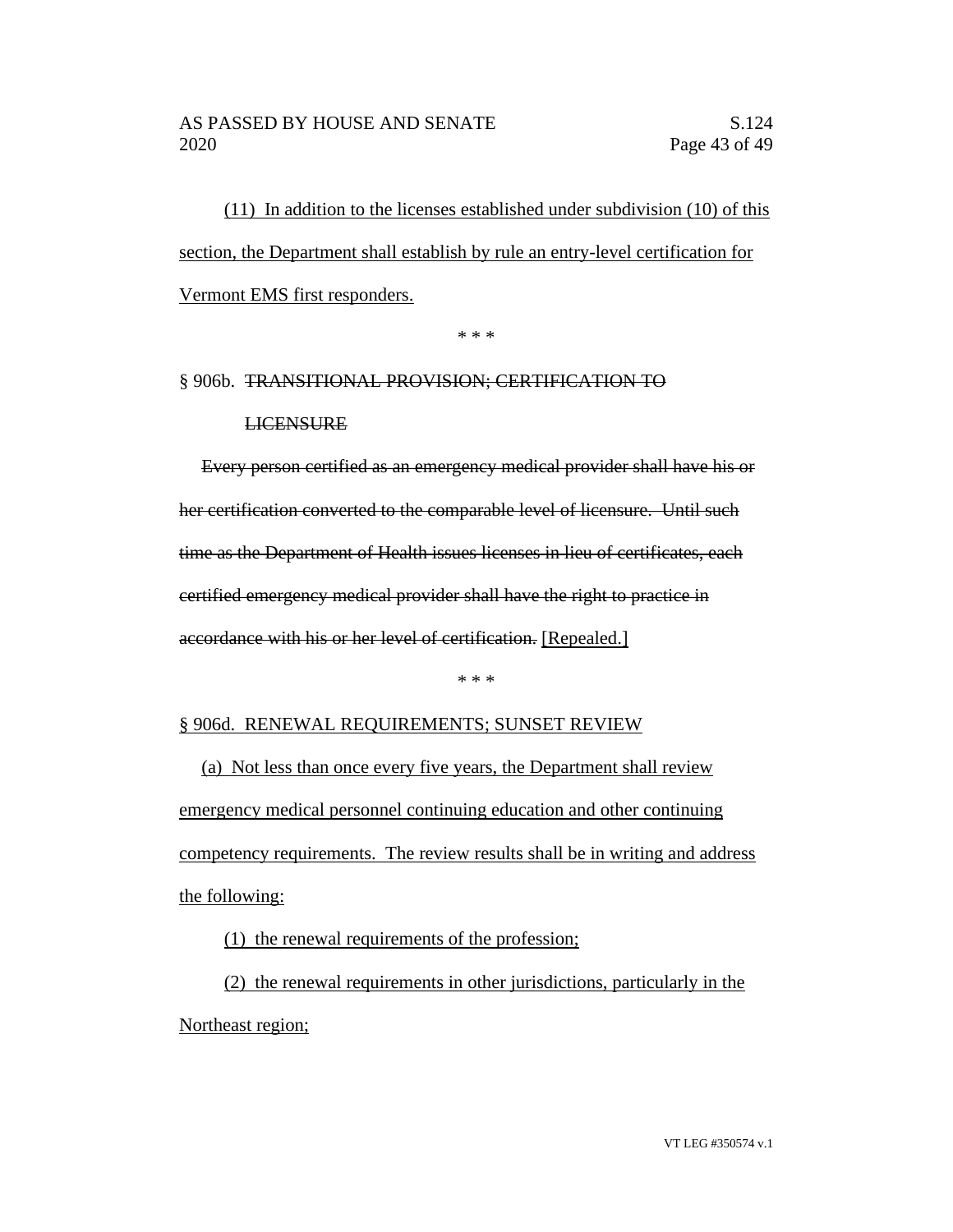(11) In addition to the licenses established under subdivision (10) of this section, the Department shall establish by rule an entry-level certification for Vermont EMS first responders.

\* \* \*

§ 906b. ~~TRANSITIONAL PROVISION; CERTIFICATION TO LICENSURE~~

~~Every person certified as an emergency medical provider shall have his or her certification converted to the comparable level of licensure. Until such time as the Department of Health issues licenses in lieu of certificates, each certified emergency medical provider shall have the right to practice in accordance with his or her level of certification.~~ [Repealed.]

\* \* \*

§ 906d. RENEWAL REQUIREMENTS; SUNSET REVIEW

(a) Not less than once every five years, the Department shall review emergency medical personnel continuing education and other continuing competency requirements. The review results shall be in writing and address the following:

(1) the renewal requirements of the profession;

(2) the renewal requirements in other jurisdictions, particularly in the Northeast region;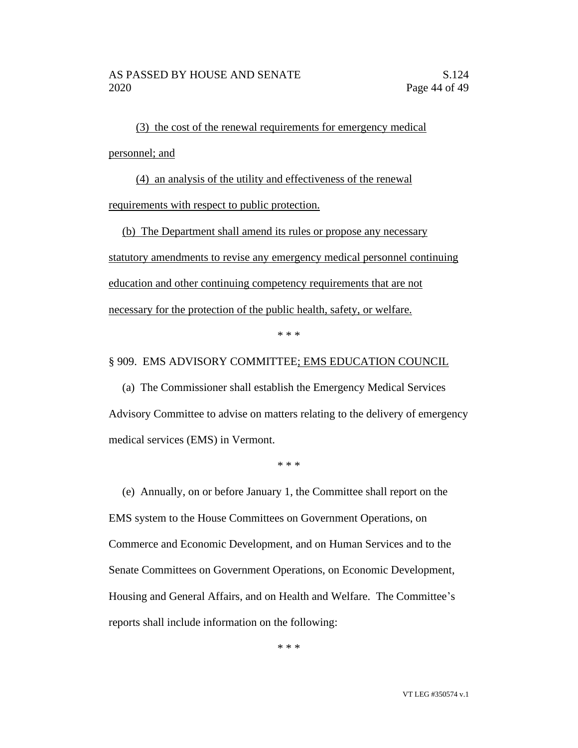(3) the cost of the renewal requirements for emergency medical personnel; and

(4) an analysis of the utility and effectiveness of the renewal requirements with respect to public protection.

(b) The Department shall amend its rules or propose any necessary statutory amendments to revise any emergency medical personnel continuing education and other continuing competency requirements that are not necessary for the protection of the public health, safety, or welfare.

\* \* \*

§ 909. EMS ADVISORY COMMITTEE; EMS EDUCATION COUNCIL

(a) The Commissioner shall establish the Emergency Medical Services Advisory Committee to advise on matters relating to the delivery of emergency medical services (EMS) in Vermont.

\* \* \*

(e) Annually, on or before January 1, the Committee shall report on the EMS system to the House Committees on Government Operations, on Commerce and Economic Development, and on Human Services and to the Senate Committees on Government Operations, on Economic Development, Housing and General Affairs, and on Health and Welfare. The Committee's reports shall include information on the following:

\* \* \*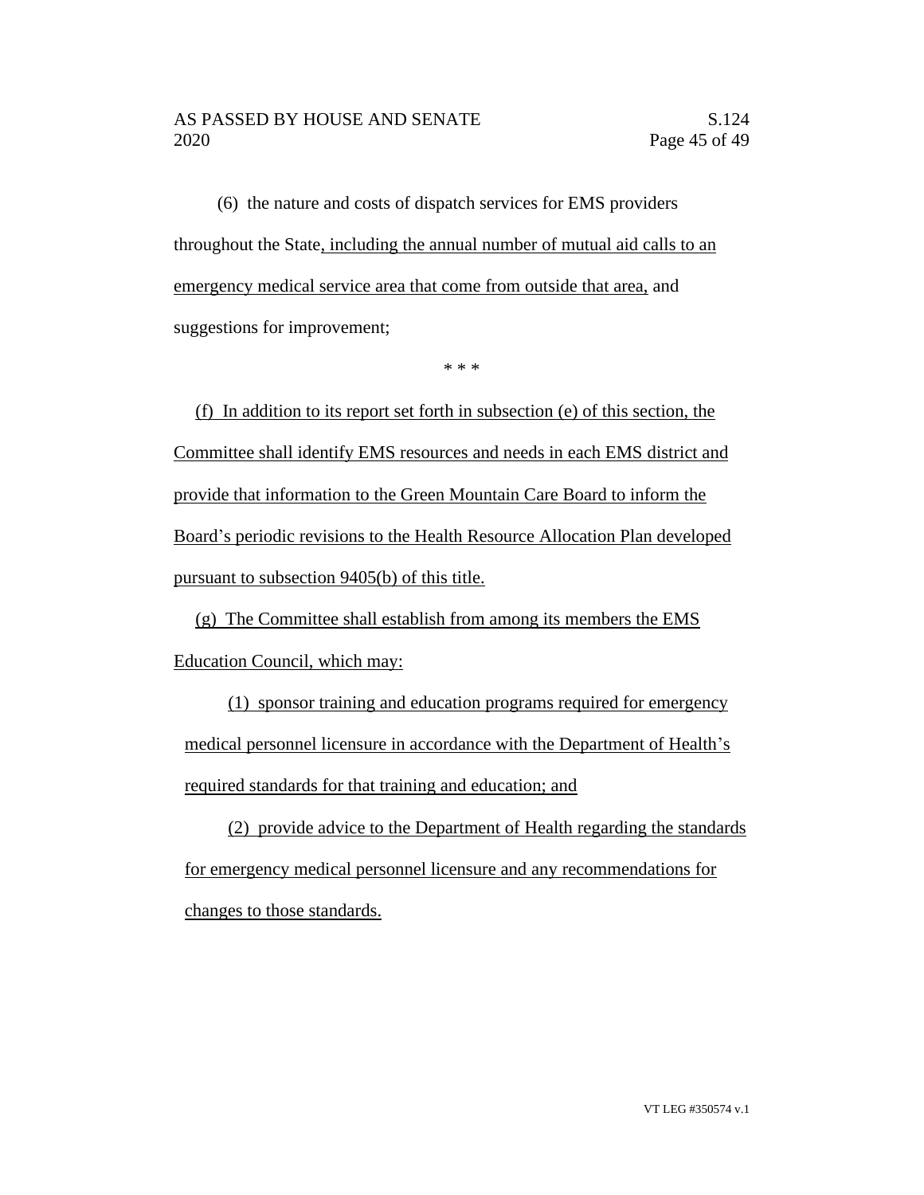(6) the nature and costs of dispatch services for EMS providers throughout the State, including the annual number of mutual aid calls to an emergency medical service area that come from outside that area, and suggestions for improvement;

\* \* \*

(f) In addition to its report set forth in subsection (e) of this section, the Committee shall identify EMS resources and needs in each EMS district and provide that information to the Green Mountain Care Board to inform the Board's periodic revisions to the Health Resource Allocation Plan developed pursuant to subsection 9405(b) of this title.

(g) The Committee shall establish from among its members the EMS Education Council, which may:

(1) sponsor training and education programs required for emergency medical personnel licensure in accordance with the Department of Health's required standards for that training and education; and

(2) provide advice to the Department of Health regarding the standards for emergency medical personnel licensure and any recommendations for changes to those standards.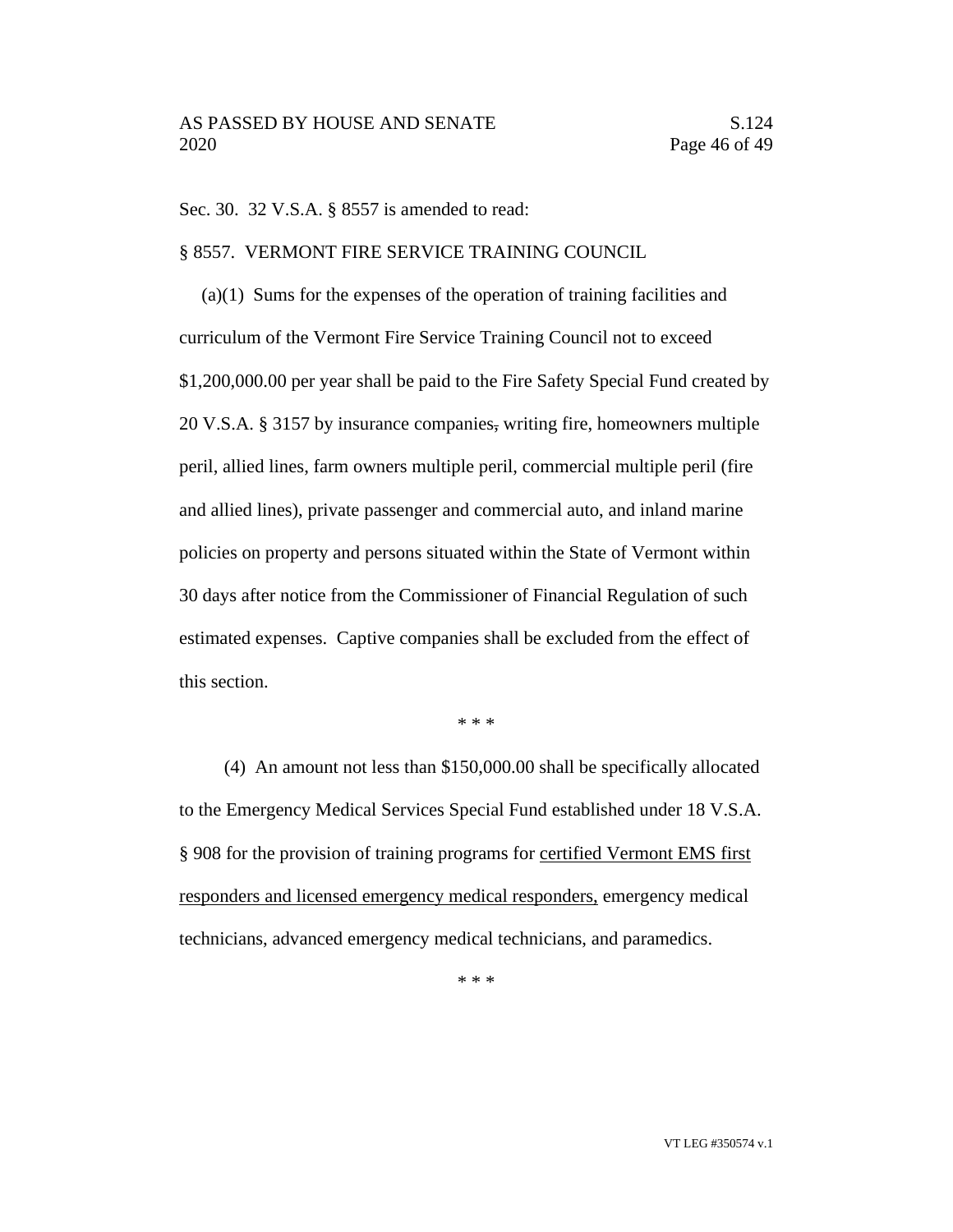Sec. 30. 32 V.S.A. § 8557 is amended to read:

§ 8557. VERMONT FIRE SERVICE TRAINING COUNCIL

(a)(1) Sums for the expenses of the operation of training facilities and curriculum of the Vermont Fire Service Training Council not to exceed $1,200,000.00 per year shall be paid to the Fire Safety Special Fund created by 20 V.S.A. § 3157 by insurance companies~~,~~ writing fire, homeowners multiple peril, allied lines, farm owners multiple peril, commercial multiple peril (fire and allied lines), private passenger and commercial auto, and inland marine policies on property and persons situated within the State of Vermont within 30 days after notice from the Commissioner of Financial Regulation of such estimated expenses. Captive companies shall be excluded from the effect of this section.

\* \* \*

(4) An amount not less than $150,000.00 shall be specifically allocated to the Emergency Medical Services Special Fund established under 18 V.S.A. § 908 for the provision of training programs for <u>certified Vermont EMS first responders and licensed emergency medical responders,</u> emergency medical technicians, advanced emergency medical technicians, and paramedics.

\* \* \*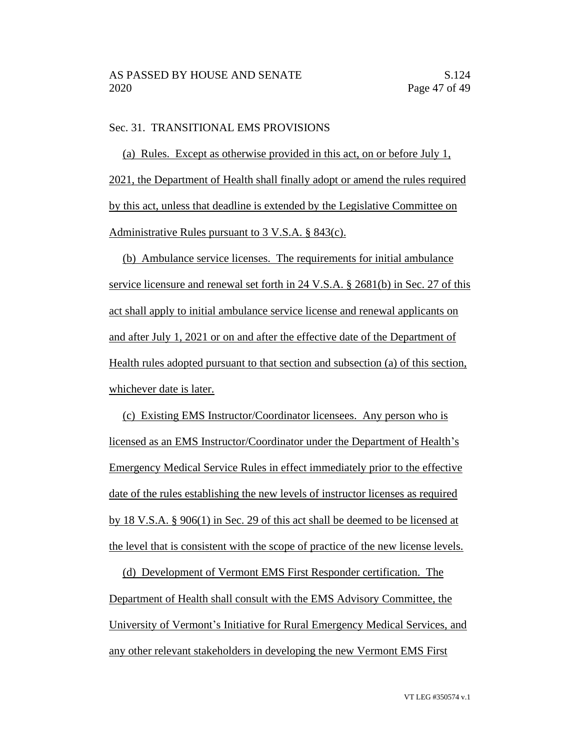Sec. 31. TRANSITIONAL EMS PROVISIONS

(a) Rules. Except as otherwise provided in this act, on or before July 1, 2021, the Department of Health shall finally adopt or amend the rules required by this act, unless that deadline is extended by the Legislative Committee on Administrative Rules pursuant to 3 V.S.A. § 843(c).

(b) Ambulance service licenses. The requirements for initial ambulance service licensure and renewal set forth in 24 V.S.A. § 2681(b) in Sec. 27 of this act shall apply to initial ambulance service license and renewal applicants on and after July 1, 2021 or on and after the effective date of the Department of Health rules adopted pursuant to that section and subsection (a) of this section, whichever date is later.

(c) Existing EMS Instructor/Coordinator licensees. Any person who is licensed as an EMS Instructor/Coordinator under the Department of Health's Emergency Medical Service Rules in effect immediately prior to the effective date of the rules establishing the new levels of instructor licenses as required by 18 V.S.A. § 906(1) in Sec. 29 of this act shall be deemed to be licensed at the level that is consistent with the scope of practice of the new license levels.

(d) Development of Vermont EMS First Responder certification. The Department of Health shall consult with the EMS Advisory Committee, the University of Vermont's Initiative for Rural Emergency Medical Services, and any other relevant stakeholders in developing the new Vermont EMS First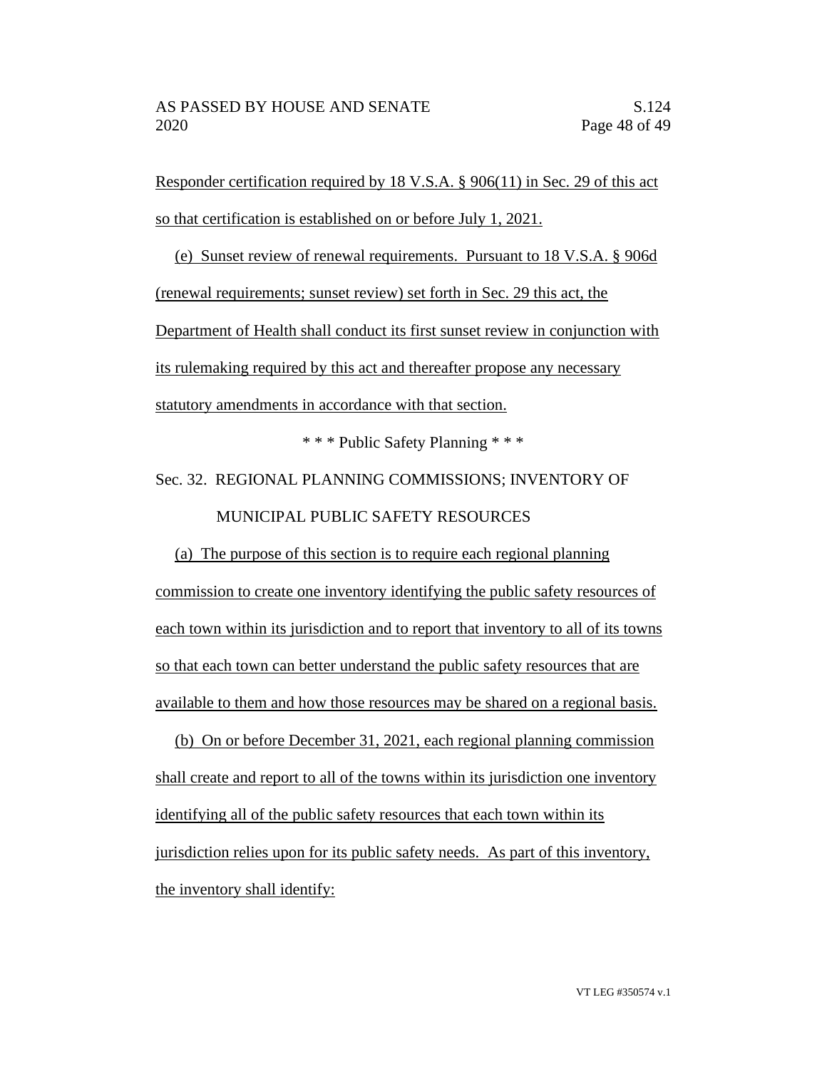Responder certification required by 18 V.S.A. § 906(11) in Sec. 29 of this act so that certification is established on or before July 1, 2021.

(e) Sunset review of renewal requirements. Pursuant to 18 V.S.A. § 906d (renewal requirements; sunset review) set forth in Sec. 29 this act, the Department of Health shall conduct its first sunset review in conjunction with its rulemaking required by this act and thereafter propose any necessary statutory amendments in accordance with that section.

\* \* \* Public Safety Planning \* \* \*

Sec. 32. REGIONAL PLANNING COMMISSIONS; INVENTORY OF MUNICIPAL PUBLIC SAFETY RESOURCES

(a) The purpose of this section is to require each regional planning commission to create one inventory identifying the public safety resources of each town within its jurisdiction and to report that inventory to all of its towns so that each town can better understand the public safety resources that are available to them and how those resources may be shared on a regional basis.

(b) On or before December 31, 2021, each regional planning commission shall create and report to all of the towns within its jurisdiction one inventory identifying all of the public safety resources that each town within its jurisdiction relies upon for its public safety needs. As part of this inventory, the inventory shall identify: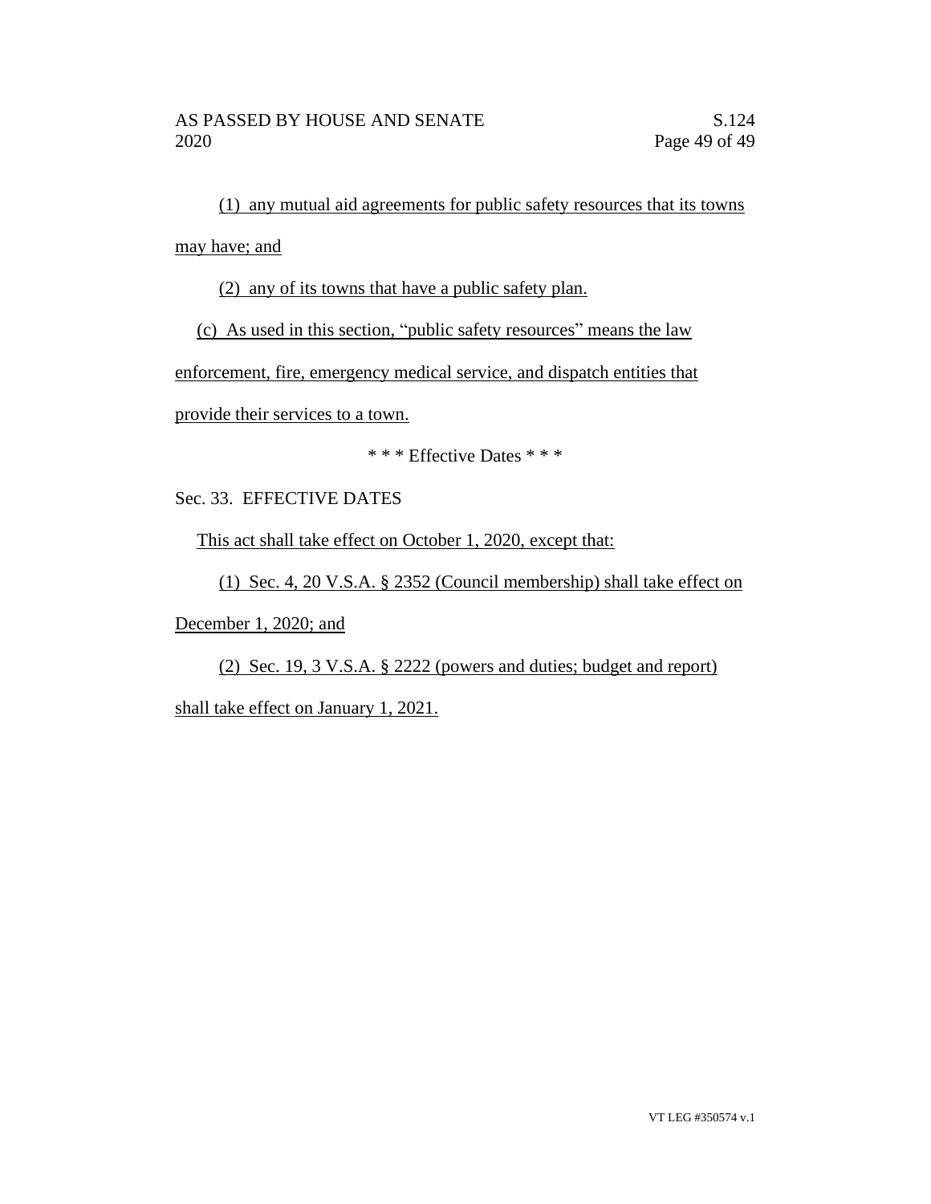(1) any mutual aid agreements for public safety resources that its towns may have; and

(2) any of its towns that have a public safety plan.

(c) As used in this section, "public safety resources" means the law enforcement, fire, emergency medical service, and dispatch entities that provide their services to a town.

\* \* \* Effective Dates \* \* \*

Sec. 33. EFFECTIVE DATES

This act shall take effect on October 1, 2020, except that:

(1) Sec. 4, 20 V.S.A. § 2352 (Council membership) shall take effect on December 1, 2020; and

(2) Sec. 19, 3 V.S.A. § 2222 (powers and duties; budget and report) shall take effect on January 1, 2021.